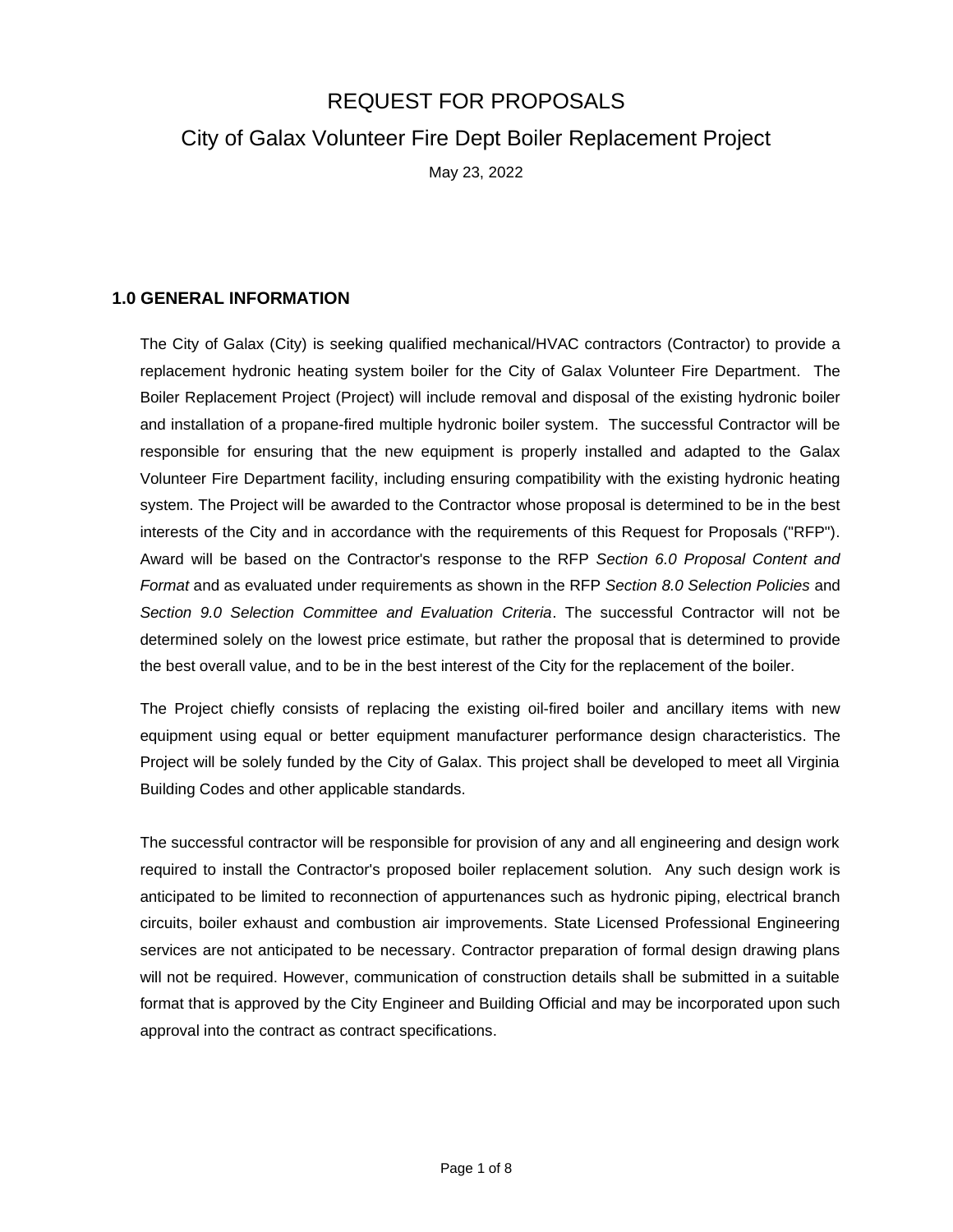# REQUEST FOR PROPOSALS

# City of Galax Volunteer Fire Dept Boiler Replacement Project

May 23, 2022

## 1.0 GENERAL INFORMATION

The City of Galax (City) is seeking qualified mechanical/HVAC contractors (Contractor) to provide a replacement hydronic heating system boiler for the City of Galax Volunteer Fire Department. The Boiler Replacement Project (Project) will include removal and disposal of the existing hydronic boiler and installation of a propane-fired multiple hydronic boiler system. The successful Contractor will be responsible for ensuring that the new equipment is properly installed and adapted to the Galax Volunteer Fire Department facility, including ensuring compatibility with the existing hydronic heating system. The Project will be awarded to the Contractor whose proposal is determined to be in the best interests of the City and in accordance with the requirements of this Request for Proposals ("RFP"). Award will be based on the Contractor's response to the RFP *Section 6.0 Proposal Content and Format* and as evaluated under requirements as shown in the RFP *Section 8.0 Selection Policies* and *Section 9.0 Selection Committee and Evaluation Criteria*. The successful Contractor will not be determined solely on the lowest price estimate, but rather the proposal that is determined to provide the best overall value, and to be in the best interest of the City for the replacement of the boiler.

The Project chiefly consists of replacing the existing oil-fired boiler and ancillary items with new equipment using equal or better equipment manufacturer performance design characteristics. The Project will be solely funded by the City of Galax. This project shall be developed to meet all Virginia Building Codes and other applicable standards.

The successful contractor will be responsible for provision of any and all engineering and design work required to install the Contractor's proposed boiler replacement solution. Any such design work is anticipated to be limited to reconnection of appurtenances such as hydronic piping, electrical branch circuits, boiler exhaust and combustion air improvements. State Licensed Professional Engineering services are not anticipated to be necessary. Contractor preparation of formal design drawing plans will not be required. However, communication of construction details shall be submitted in a suitable format that is approved by the City Engineer and Building Official and may be incorporated upon such approval into the contract as contract specifications.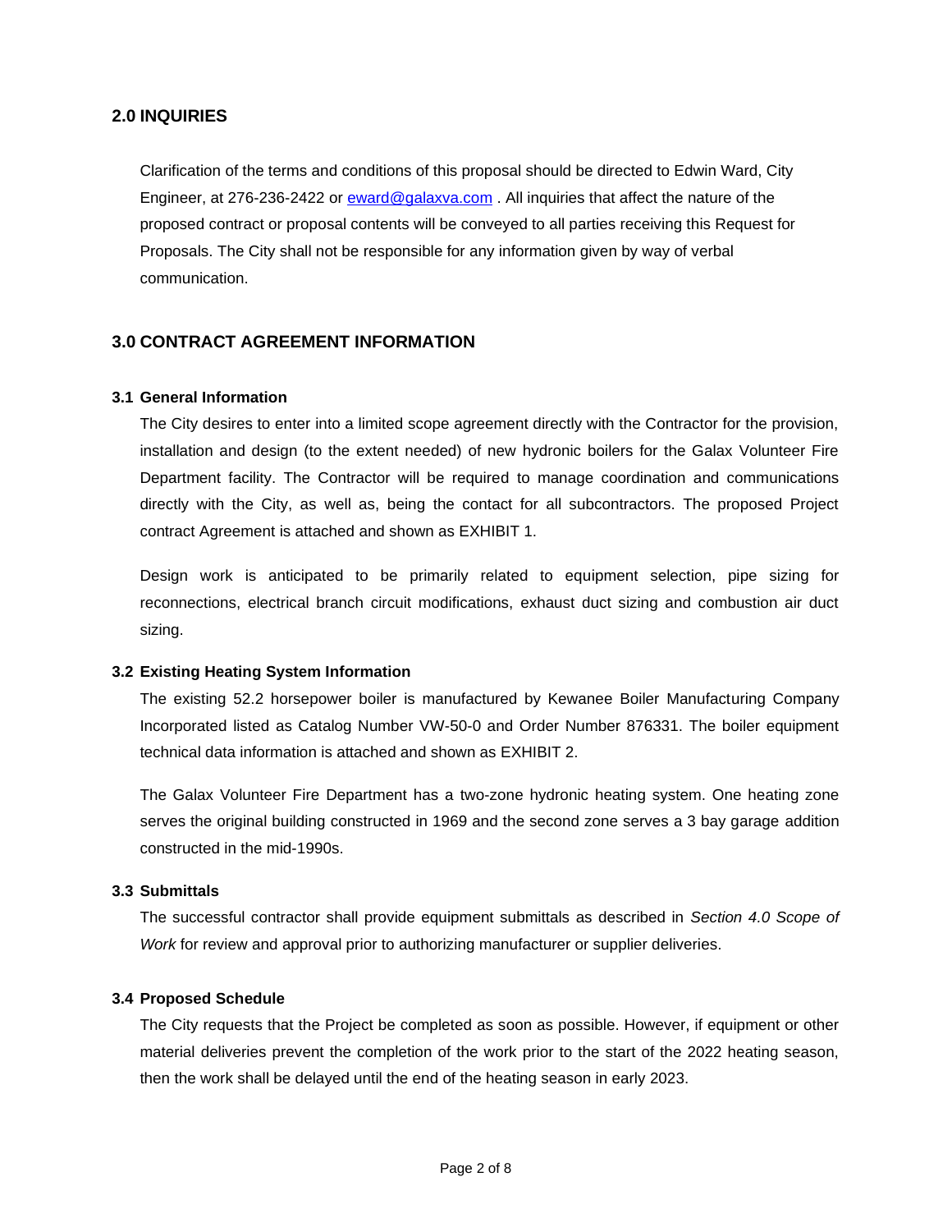## 2.0 INQUIRIES

Clarification of the terms and conditions of this proposal should be directed to Edwin Ward, City Engineer, at 276-236-2422 or [eward@galaxva.com](mailto:eward@galaxva.com) . All inquiries that affect the nature of the proposed contract or proposal contents will be conveyed to all parties receiving this Request for Proposals. The City shall not be responsible for any information given by way of verbal communication.

## 3.0 CONTRACT AGREEMENT INFORMATION

### 3.1 General Information

The City desires to enter into a limited scope agreement directly with the Contractor for the provision, installation and design (to the extent needed) of new hydronic boilers for the Galax Volunteer Fire Department facility. The Contractor will be required to manage coordination and communications directly with the City, as well as, being the contact for all subcontractors. The proposed Project contract Agreement is attached and shown as EXHIBIT 1.

Design work is anticipated to be primarily related to equipment selection, pipe sizing for reconnections, electrical branch circuit modifications, exhaust duct sizing and combustion air duct sizing.

### 3.2 Existing Heating System Information

The existing 52.2 horsepower boiler is manufactured by Kewanee Boiler Manufacturing Company Incorporated listed as Catalog Number VW-50-0 and Order Number 876331. The boiler equipment technical data information is attached and shown as EXHIBIT 2.

The Galax Volunteer Fire Department has a two-zone hydronic heating system. One heating zone serves the original building constructed in 1969 and the second zone serves a 3 bay garage addition constructed in the mid-1990s.

### 3.3 Submittals

The successful contractor shall provide equipment submittals as described in *Section 4.0 Scope of Work* for review and approval prior to authorizing manufacturer or supplier deliveries.

### 3.4 Proposed Schedule

The City requests that the Project be completed as soon as possible. However, if equipment or other material deliveries prevent the completion of the work prior to the start of the 2022 heating season, then the work shall be delayed until the end of the heating season in early 2023.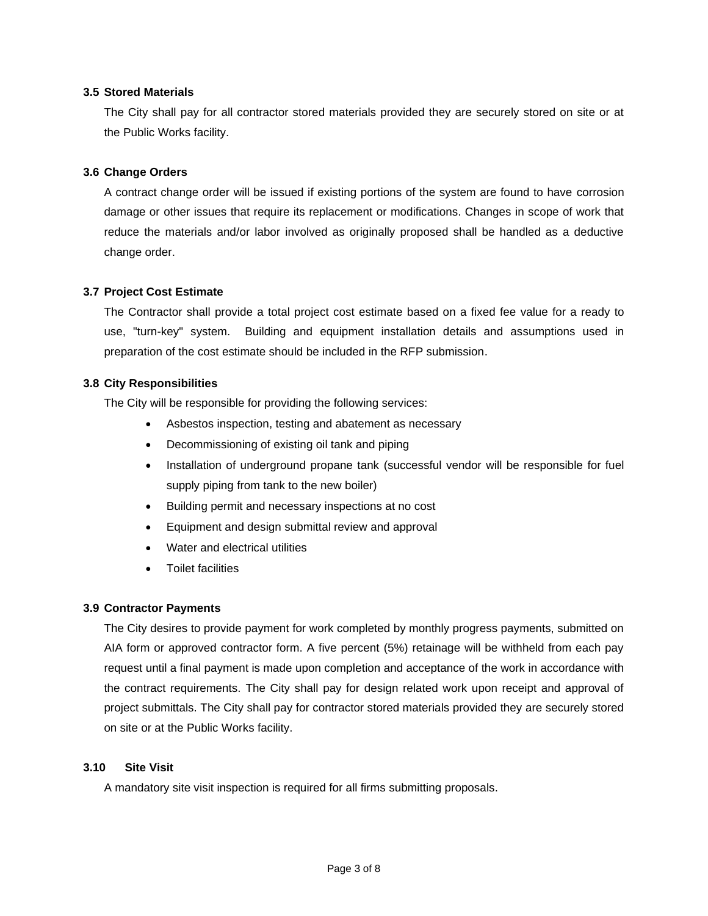### 3.5 Stored Materials

The City shall pay for all contractor stored materials provided they are securely stored on site or at the Public Works facility.

### 3.6 Change Orders

A contract change order will be issued if existing portions of the system are found to have corrosion damage or other issues that require its replacement or modifications. Changes in scope of work that reduce the materials and/or labor involved as originally proposed shall be handled as a deductive change order.

### 3.7 Project Cost Estimate

The Contractor shall provide a total project cost estimate based on a fixed fee value for a ready to use, "turn-key" system. Building and equipment installation details and assumptions used in preparation of the cost estimate should be included in the RFP submission.

### 3.8 City Responsibilities

The City will be responsible for providing the following services:

- Asbestos inspection, testing and abatement as necessary
- Decommissioning of existing oil tank and piping
- Installation of underground propane tank (successful vendor will be responsible for fuel supply piping from tank to the new boiler)
- Building permit and necessary inspections at no cost
- Equipment and design submittal review and approval
- Water and electrical utilities
- Toilet facilities

### 3.9 Contractor Payments

The City desires to provide payment for work completed by monthly progress payments, submitted on AIA form or approved contractor form. A five percent (5%) retainage will be withheld from each pay request until a final payment is made upon completion and acceptance of the work in accordance with the contract requirements. The City shall pay for design related work upon receipt and approval of project submittals. The City shall pay for contractor stored materials provided they are securely stored on site or at the Public Works facility.

### 3.10 Site Visit

A mandatory site visit inspection is required for all firms submitting proposals.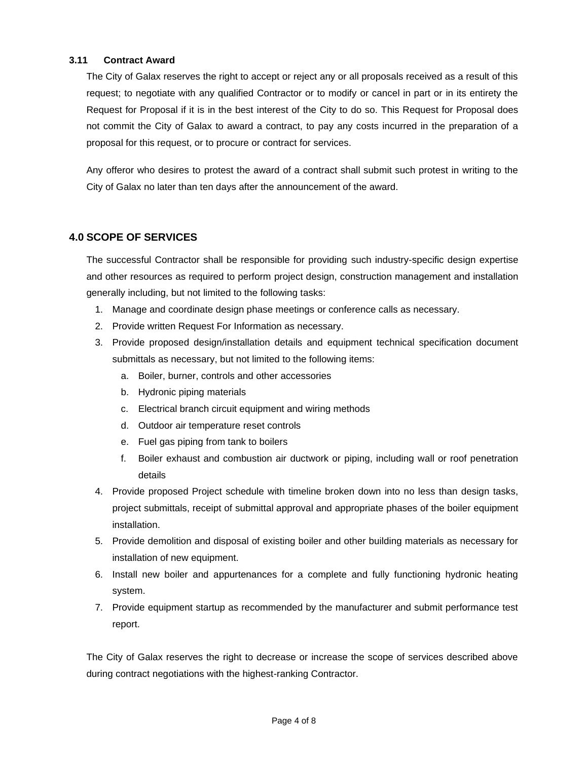### 3.11 Contract Award

The City of Galax reserves the right to accept or reject any or all proposals received as a result of this request; to negotiate with any qualified Contractor or to modify or cancel in part or in its entirety the Request for Proposal if it is in the best interest of the City to do so. This Request for Proposal does not commit the City of Galax to award a contract, to pay any costs incurred in the preparation of a proposal for this request, or to procure or contract for services.

Any offeror who desires to protest the award of a contract shall submit such protest in writing to the City of Galax no later than ten days after the announcement of the award.

## 4.0 SCOPE OF SERVICES

The successful Contractor shall be responsible for providing such industry-specific design expertise and other resources as required to perform project design, construction management and installation generally including, but not limited to the following tasks:

1. Manage and coordinate design phase meetings or conference calls as necessary.
2. Provide written Request For Information as necessary.
3. Provide proposed design/installation details and equipment technical specification document submittals as necessary, but not limited to the following items:
   a. Boiler, burner, controls and other accessories
   b. Hydronic piping materials
   c. Electrical branch circuit equipment and wiring methods
   d. Outdoor air temperature reset controls
   e. Fuel gas piping from tank to boilers
   f. Boiler exhaust and combustion air ductwork or piping, including wall or roof penetration details
4. Provide proposed Project schedule with timeline broken down into no less than design tasks, project submittals, receipt of submittal approval and appropriate phases of the boiler equipment installation.
5. Provide demolition and disposal of existing boiler and other building materials as necessary for installation of new equipment.
6. Install new boiler and appurtenances for a complete and fully functioning hydronic heating system.
7. Provide equipment startup as recommended by the manufacturer and submit performance test report.

The City of Galax reserves the right to decrease or increase the scope of services described above during contract negotiations with the highest-ranking Contractor.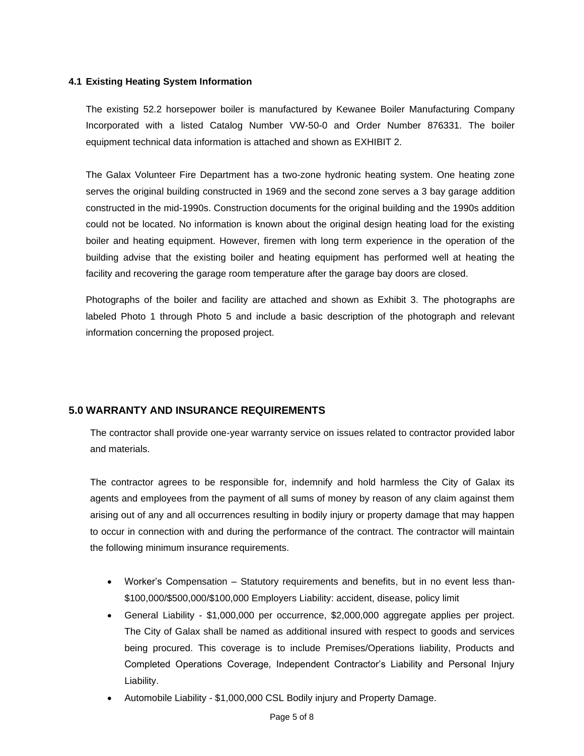### 4.1 Existing Heating System Information

The existing 52.2 horsepower boiler is manufactured by Kewanee Boiler Manufacturing Company Incorporated with a listed Catalog Number VW-50-0 and Order Number 876331. The boiler equipment technical data information is attached and shown as EXHIBIT 2.

The Galax Volunteer Fire Department has a two-zone hydronic heating system. One heating zone serves the original building constructed in 1969 and the second zone serves a 3 bay garage addition constructed in the mid-1990s. Construction documents for the original building and the 1990s addition could not be located. No information is known about the original design heating load for the existing boiler and heating equipment. However, firemen with long term experience in the operation of the building advise that the existing boiler and heating equipment has performed well at heating the facility and recovering the garage room temperature after the garage bay doors are closed.

Photographs of the boiler and facility are attached and shown as Exhibit 3. The photographs are labeled Photo 1 through Photo 5 and include a basic description of the photograph and relevant information concerning the proposed project.

## 5.0 WARRANTY AND INSURANCE REQUIREMENTS

The contractor shall provide one-year warranty service on issues related to contractor provided labor and materials.

The contractor agrees to be responsible for, indemnify and hold harmless the City of Galax its agents and employees from the payment of all sums of money by reason of any claim against them arising out of any and all occurrences resulting in bodily injury or property damage that may happen to occur in connection with and during the performance of the contract. The contractor will maintain the following minimum insurance requirements.

- Worker's Compensation – Statutory requirements and benefits, but in no event less than-$100,000/$500,000/$100,000 Employers Liability: accident, disease, policy limit
- General Liability - $1,000,000 per occurrence, $2,000,000 aggregate applies per project. The City of Galax shall be named as additional insured with respect to goods and services being procured. This coverage is to include Premises/Operations liability, Products and Completed Operations Coverage, Independent Contractor's Liability and Personal Injury Liability.
- Automobile Liability - $1,000,000 CSL Bodily injury and Property Damage.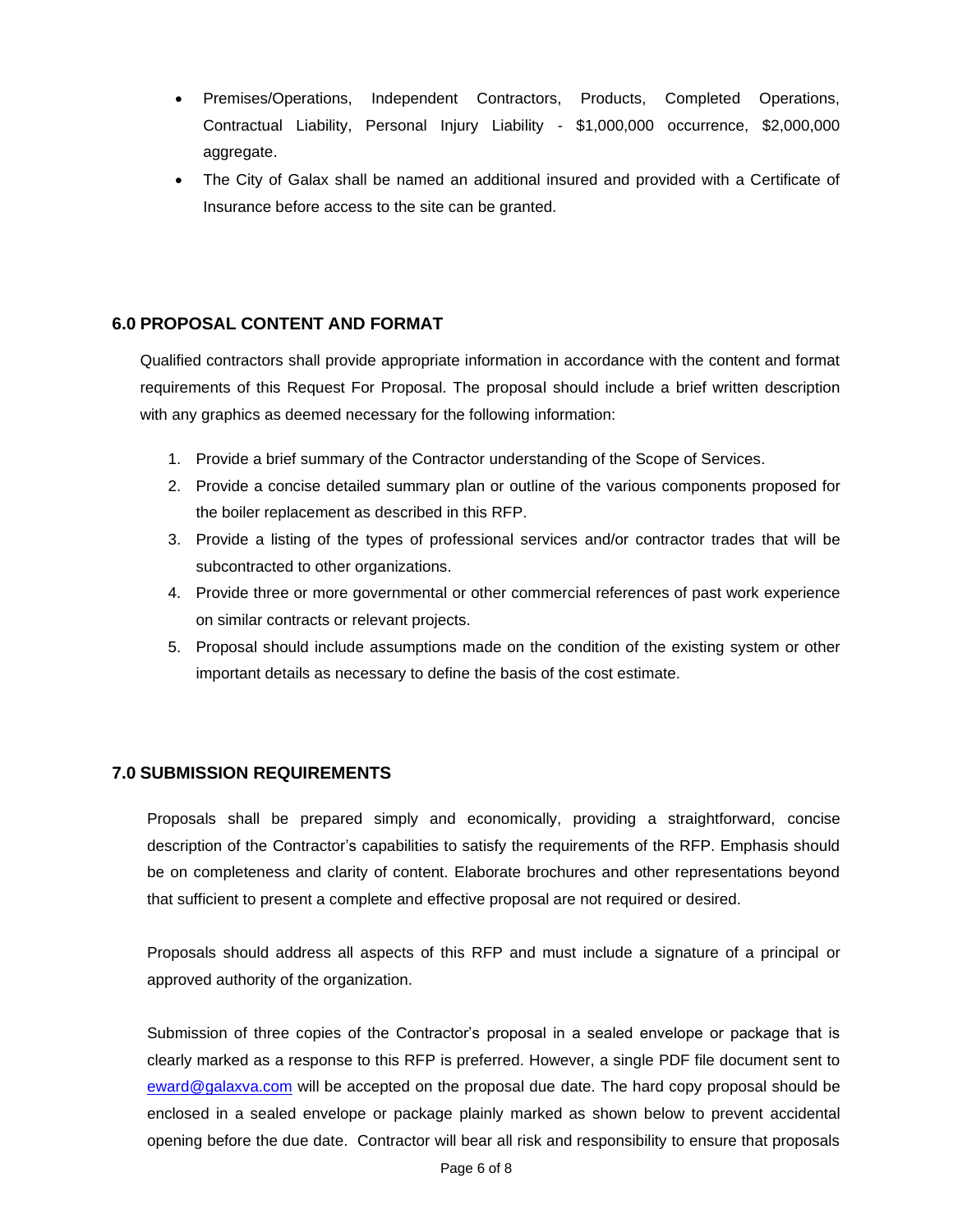- Premises/Operations, Independent Contractors, Products, Completed Operations, Contractual Liability, Personal Injury Liability - $1,000,000 occurrence, $2,000,000 aggregate.
- The City of Galax shall be named an additional insured and provided with a Certificate of Insurance before access to the site can be granted.

## 6.0 PROPOSAL CONTENT AND FORMAT

Qualified contractors shall provide appropriate information in accordance with the content and format requirements of this Request For Proposal. The proposal should include a brief written description with any graphics as deemed necessary for the following information:

1. Provide a brief summary of the Contractor understanding of the Scope of Services.
2. Provide a concise detailed summary plan or outline of the various components proposed for the boiler replacement as described in this RFP.
3. Provide a listing of the types of professional services and/or contractor trades that will be subcontracted to other organizations.
4. Provide three or more governmental or other commercial references of past work experience on similar contracts or relevant projects.
5. Proposal should include assumptions made on the condition of the existing system or other important details as necessary to define the basis of the cost estimate.

## 7.0 SUBMISSION REQUIREMENTS

Proposals shall be prepared simply and economically, providing a straightforward, concise description of the Contractor's capabilities to satisfy the requirements of the RFP. Emphasis should be on completeness and clarity of content. Elaborate brochures and other representations beyond that sufficient to present a complete and effective proposal are not required or desired.

Proposals should address all aspects of this RFP and must include a signature of a principal or approved authority of the organization.

Submission of three copies of the Contractor's proposal in a sealed envelope or package that is clearly marked as a response to this RFP is preferred. However, a single PDF file document sent to eward@galaxva.com will be accepted on the proposal due date. The hard copy proposal should be enclosed in a sealed envelope or package plainly marked as shown below to prevent accidental opening before the due date. Contractor will bear all risk and responsibility to ensure that proposals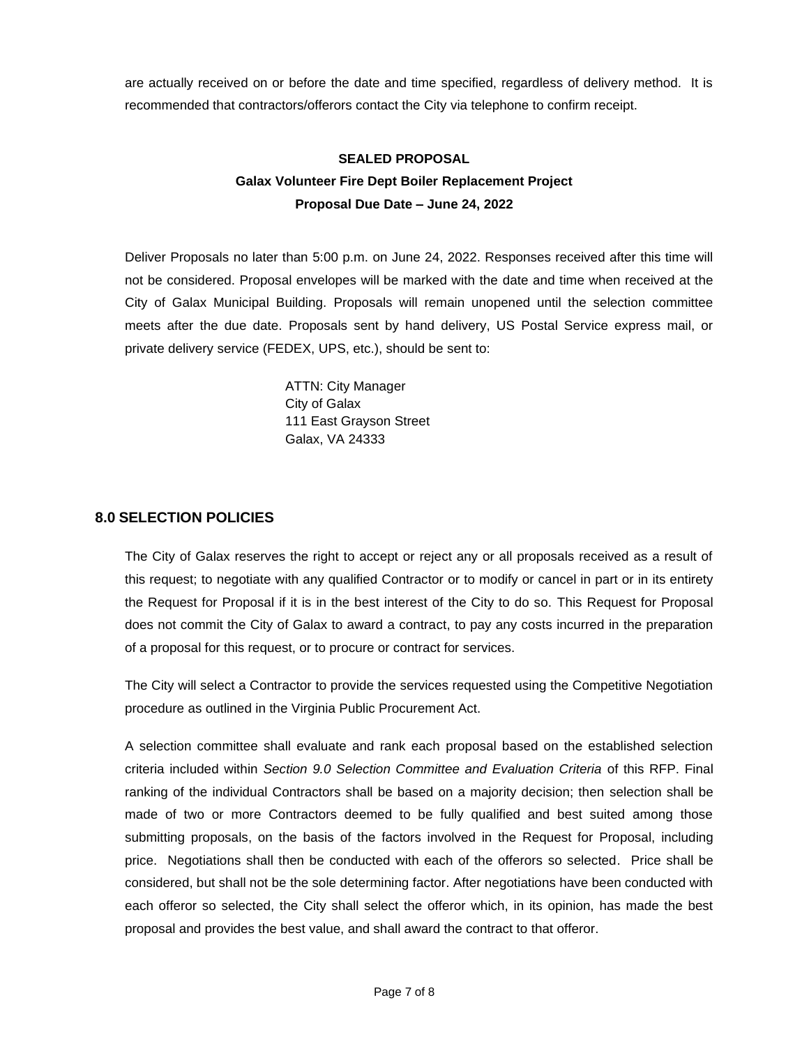are actually received on or before the date and time specified, regardless of delivery method. It is recommended that contractors/offerors contact the City via telephone to confirm receipt.

**SEALED PROPOSAL**
**Galax Volunteer Fire Dept Boiler Replacement Project**
**Proposal Due Date – June 24, 2022**

Deliver Proposals no later than 5:00 p.m. on June 24, 2022. Responses received after this time will not be considered. Proposal envelopes will be marked with the date and time when received at the City of Galax Municipal Building. Proposals will remain unopened until the selection committee meets after the due date. Proposals sent by hand delivery, US Postal Service express mail, or private delivery service (FEDEX, UPS, etc.), should be sent to:

ATTN: City Manager
City of Galax
111 East Grayson Street
Galax, VA 24333

## 8.0 SELECTION POLICIES

The City of Galax reserves the right to accept or reject any or all proposals received as a result of this request; to negotiate with any qualified Contractor or to modify or cancel in part or in its entirety the Request for Proposal if it is in the best interest of the City to do so. This Request for Proposal does not commit the City of Galax to award a contract, to pay any costs incurred in the preparation of a proposal for this request, or to procure or contract for services.

The City will select a Contractor to provide the services requested using the Competitive Negotiation procedure as outlined in the Virginia Public Procurement Act.

A selection committee shall evaluate and rank each proposal based on the established selection criteria included within *Section 9.0 Selection Committee and Evaluation Criteria* of this RFP. Final ranking of the individual Contractors shall be based on a majority decision; then selection shall be made of two or more Contractors deemed to be fully qualified and best suited among those submitting proposals, on the basis of the factors involved in the Request for Proposal, including price. Negotiations shall then be conducted with each of the offerors so selected. Price shall be considered, but shall not be the sole determining factor. After negotiations have been conducted with each offeror so selected, the City shall select the offeror which, in its opinion, has made the best proposal and provides the best value, and shall award the contract to that offeror.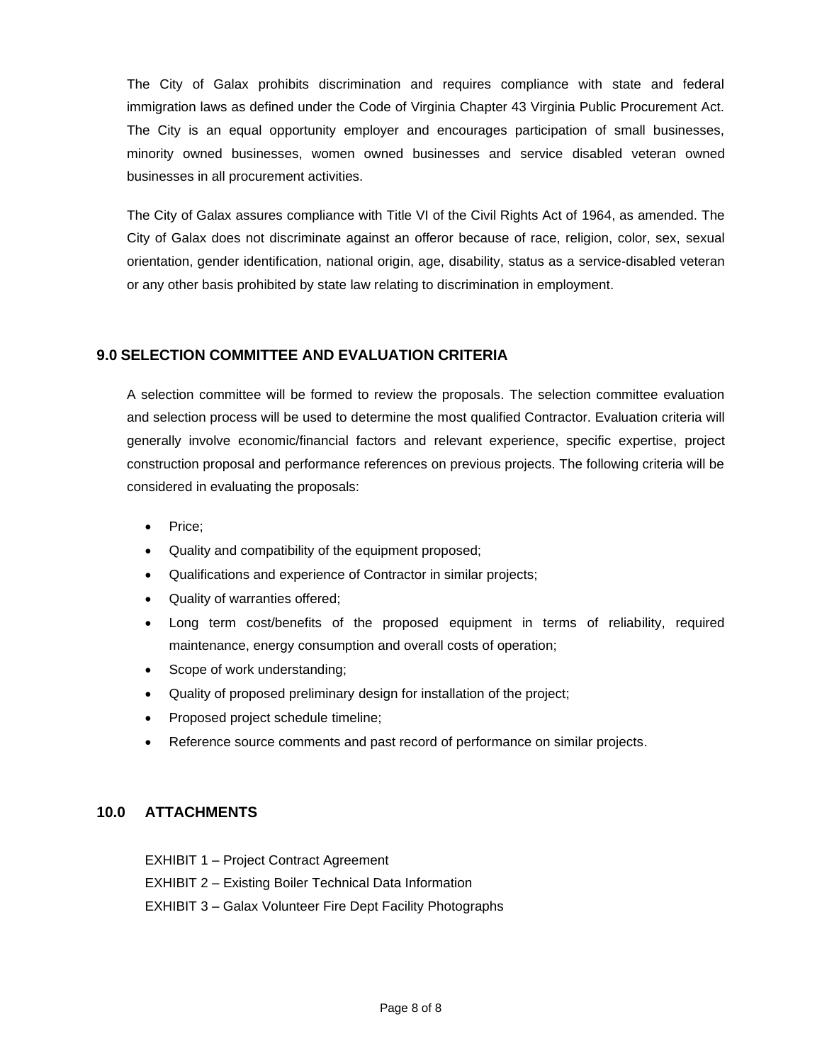The City of Galax prohibits discrimination and requires compliance with state and federal immigration laws as defined under the Code of Virginia Chapter 43 Virginia Public Procurement Act. The City is an equal opportunity employer and encourages participation of small businesses, minority owned businesses, women owned businesses and service disabled veteran owned businesses in all procurement activities.

The City of Galax assures compliance with Title VI of the Civil Rights Act of 1964, as amended. The City of Galax does not discriminate against an offeror because of race, religion, color, sex, sexual orientation, gender identification, national origin, age, disability, status as a service-disabled veteran or any other basis prohibited by state law relating to discrimination in employment.

## 9.0 SELECTION COMMITTEE AND EVALUATION CRITERIA

A selection committee will be formed to review the proposals. The selection committee evaluation and selection process will be used to determine the most qualified Contractor. Evaluation criteria will generally involve economic/financial factors and relevant experience, specific expertise, project construction proposal and performance references on previous projects. The following criteria will be considered in evaluating the proposals:

- Price;
- Quality and compatibility of the equipment proposed;
- Qualifications and experience of Contractor in similar projects;
- Quality of warranties offered;
- Long term cost/benefits of the proposed equipment in terms of reliability, required maintenance, energy consumption and overall costs of operation;
- Scope of work understanding;
- Quality of proposed preliminary design for installation of the project;
- Proposed project schedule timeline;
- Reference source comments and past record of performance on similar projects.

## 10.0 ATTACHMENTS

EXHIBIT 1 – Project Contract Agreement
EXHIBIT 2 – Existing Boiler Technical Data Information
EXHIBIT 3 – Galax Volunteer Fire Dept Facility Photographs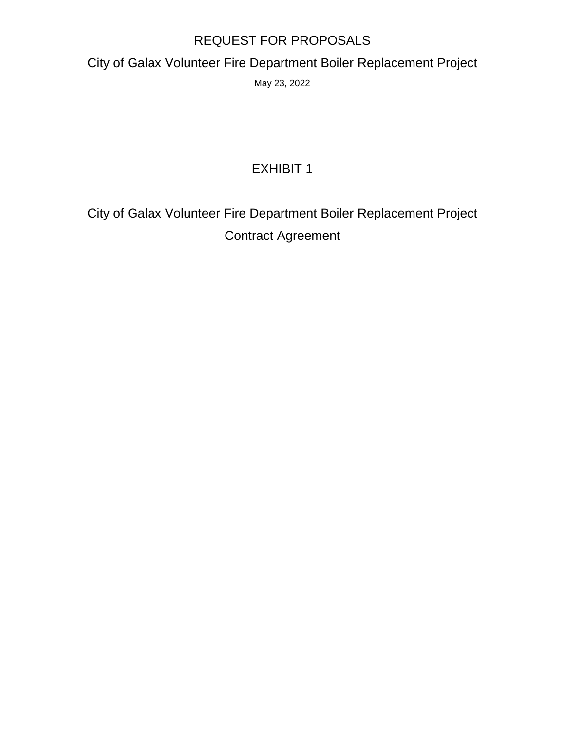REQUEST FOR PROPOSALS

City of Galax Volunteer Fire Department Boiler Replacement Project

May 23, 2022

# EXHIBIT 1

## City of Galax Volunteer Fire Department Boiler Replacement Project

## Contract Agreement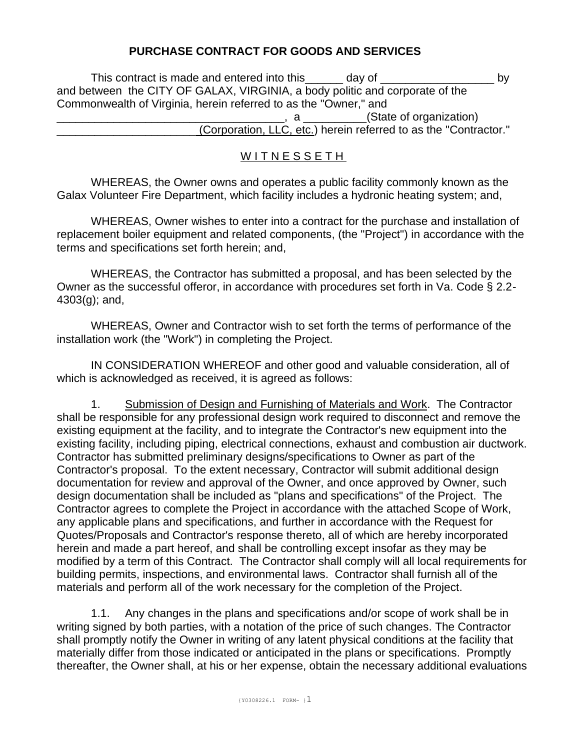## PURCHASE CONTRACT FOR GOODS AND SERVICES

This contract is made and entered into this______ day of __________________ by and between the CITY OF GALAX, VIRGINIA, a body politic and corporate of the Commonwealth of Virginia, herein referred to as the "Owner," and ____________________________________, a __________(State of organization) _______________________(Corporation, LLC, etc.) herein referred to as the "Contractor."

W I T N E S S E T H

WHEREAS, the Owner owns and operates a public facility commonly known as the Galax Volunteer Fire Department, which facility includes a hydronic heating system; and,

WHEREAS, Owner wishes to enter into a contract for the purchase and installation of replacement boiler equipment and related components, (the "Project") in accordance with the terms and specifications set forth herein; and,

WHEREAS, the Contractor has submitted a proposal, and has been selected by the Owner as the successful offeror, in accordance with procedures set forth in Va. Code § 2.2-4303(g); and,

WHEREAS, Owner and Contractor wish to set forth the terms of performance of the installation work (the "Work") in completing the Project.

IN CONSIDERATION WHEREOF and other good and valuable consideration, all of which is acknowledged as received, it is agreed as follows:

1. Submission of Design and Furnishing of Materials and Work. The Contractor shall be responsible for any professional design work required to disconnect and remove the existing equipment at the facility, and to integrate the Contractor's new equipment into the existing facility, including piping, electrical connections, exhaust and combustion air ductwork. Contractor has submitted preliminary designs/specifications to Owner as part of the Contractor's proposal. To the extent necessary, Contractor will submit additional design documentation for review and approval of the Owner, and once approved by Owner, such design documentation shall be included as "plans and specifications" of the Project. The Contractor agrees to complete the Project in accordance with the attached Scope of Work, any applicable plans and specifications, and further in accordance with the Request for Quotes/Proposals and Contractor's response thereto, all of which are hereby incorporated herein and made a part hereof, and shall be controlling except insofar as they may be modified by a term of this Contract. The Contractor shall comply will all local requirements for building permits, inspections, and environmental laws. Contractor shall furnish all of the materials and perform all of the work necessary for the completion of the Project.

1.1. Any changes in the plans and specifications and/or scope of work shall be in writing signed by both parties, with a notation of the price of such changes. The Contractor shall promptly notify the Owner in writing of any latent physical conditions at the facility that materially differ from those indicated or anticipated in the plans or specifications. Promptly thereafter, the Owner shall, at his or her expense, obtain the necessary additional evaluations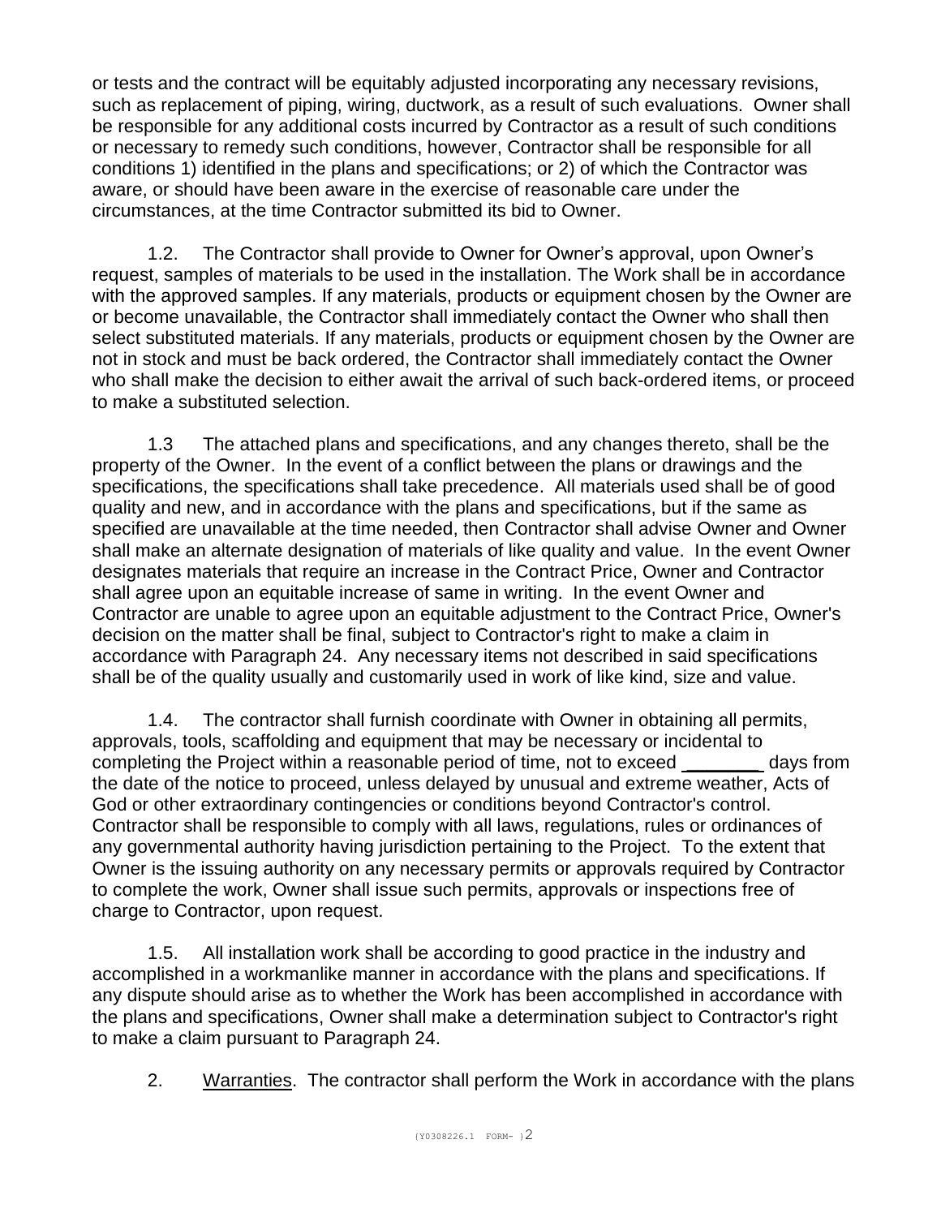or tests and the contract will be equitably adjusted incorporating any necessary revisions, such as replacement of piping, wiring, ductwork, as a result of such evaluations. Owner shall be responsible for any additional costs incurred by Contractor as a result of such conditions or necessary to remedy such conditions, however, Contractor shall be responsible for all conditions 1) identified in the plans and specifications; or 2) of which the Contractor was aware, or should have been aware in the exercise of reasonable care under the circumstances, at the time Contractor submitted its bid to Owner.

1.2. The Contractor shall provide to Owner for Owner's approval, upon Owner's request, samples of materials to be used in the installation. The Work shall be in accordance with the approved samples. If any materials, products or equipment chosen by the Owner are or become unavailable, the Contractor shall immediately contact the Owner who shall then select substituted materials. If any materials, products or equipment chosen by the Owner are not in stock and must be back ordered, the Contractor shall immediately contact the Owner who shall make the decision to either await the arrival of such back-ordered items, or proceed to make a substituted selection.

1.3 The attached plans and specifications, and any changes thereto, shall be the property of the Owner. In the event of a conflict between the plans or drawings and the specifications, the specifications shall take precedence. All materials used shall be of good quality and new, and in accordance with the plans and specifications, but if the same as specified are unavailable at the time needed, then Contractor shall advise Owner and Owner shall make an alternate designation of materials of like quality and value. In the event Owner designates materials that require an increase in the Contract Price, Owner and Contractor shall agree upon an equitable increase of same in writing. In the event Owner and Contractor are unable to agree upon an equitable adjustment to the Contract Price, Owner's decision on the matter shall be final, subject to Contractor's right to make a claim in accordance with Paragraph 24. Any necessary items not described in said specifications shall be of the quality usually and customarily used in work of like kind, size and value.

1.4. The contractor shall furnish coordinate with Owner in obtaining all permits, approvals, tools, scaffolding and equipment that may be necessary or incidental to completing the Project within a reasonable period of time, not to exceed ________ days from the date of the notice to proceed, unless delayed by unusual and extreme weather, Acts of God or other extraordinary contingencies or conditions beyond Contractor's control. Contractor shall be responsible to comply with all laws, regulations, rules or ordinances of any governmental authority having jurisdiction pertaining to the Project. To the extent that Owner is the issuing authority on any necessary permits or approvals required by Contractor to complete the work, Owner shall issue such permits, approvals or inspections free of charge to Contractor, upon request.

1.5. All installation work shall be according to good practice in the industry and accomplished in a workmanlike manner in accordance with the plans and specifications. If any dispute should arise as to whether the Work has been accomplished in accordance with the plans and specifications, Owner shall make a determination subject to Contractor's right to make a claim pursuant to Paragraph 24.

2. Warranties. The contractor shall perform the Work in accordance with the plans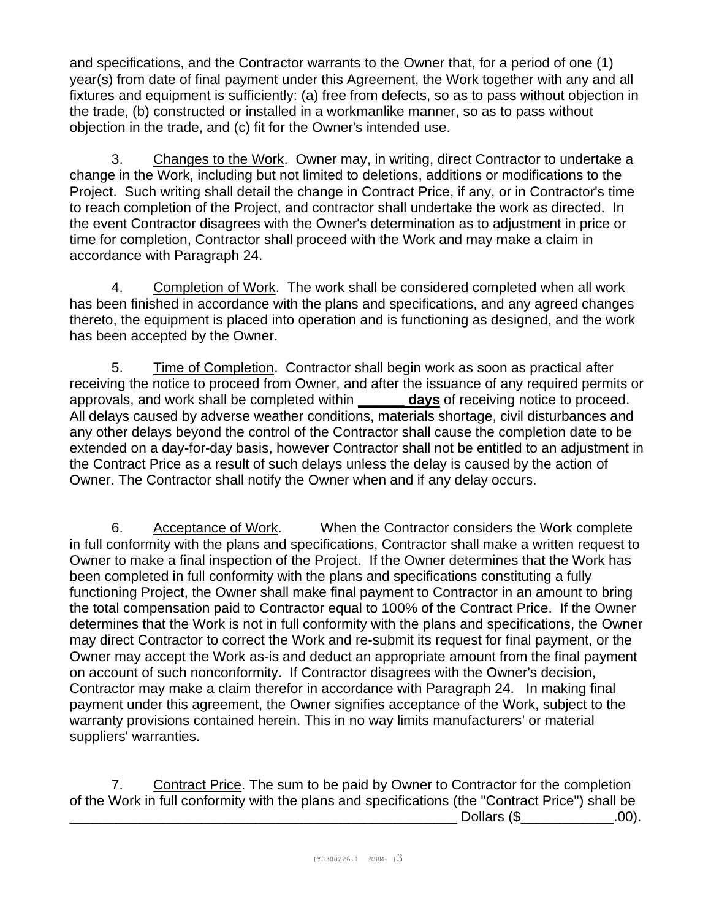and specifications, and the Contractor warrants to the Owner that, for a period of one (1) year(s) from date of final payment under this Agreement, the Work together with any and all fixtures and equipment is sufficiently: (a) free from defects, so as to pass without objection in the trade, (b) constructed or installed in a workmanlike manner, so as to pass without objection in the trade, and (c) fit for the Owner's intended use.

3. Changes to the Work. Owner may, in writing, direct Contractor to undertake a change in the Work, including but not limited to deletions, additions or modifications to the Project. Such writing shall detail the change in Contract Price, if any, or in Contractor's time to reach completion of the Project, and contractor shall undertake the work as directed. In the event Contractor disagrees with the Owner's determination as to adjustment in price or time for completion, Contractor shall proceed with the Work and may make a claim in accordance with Paragraph 24.

4. Completion of Work. The work shall be considered completed when all work has been finished in accordance with the plans and specifications, and any agreed changes thereto, the equipment is placed into operation and is functioning as designed, and the work has been accepted by the Owner.

5. Time of Completion. Contractor shall begin work as soon as practical after receiving the notice to proceed from Owner, and after the issuance of any required permits or approvals, and work shall be completed within **______days** of receiving notice to proceed. All delays caused by adverse weather conditions, materials shortage, civil disturbances and any other delays beyond the control of the Contractor shall cause the completion date to be extended on a day-for-day basis, however Contractor shall not be entitled to an adjustment in the Contract Price as a result of such delays unless the delay is caused by the action of Owner. The Contractor shall notify the Owner when and if any delay occurs.

6. Acceptance of Work. When the Contractor considers the Work complete in full conformity with the plans and specifications, Contractor shall make a written request to Owner to make a final inspection of the Project. If the Owner determines that the Work has been completed in full conformity with the plans and specifications constituting a fully functioning Project, the Owner shall make final payment to Contractor in an amount to bring the total compensation paid to Contractor equal to 100% of the Contract Price. If the Owner determines that the Work is not in full conformity with the plans and specifications, the Owner may direct Contractor to correct the Work and re-submit its request for final payment, or the Owner may accept the Work as-is and deduct an appropriate amount from the final payment on account of such nonconformity. If Contractor disagrees with the Owner's decision, Contractor may make a claim therefor in accordance with Paragraph 24. In making final payment under this agreement, the Owner signifies acceptance of the Work, subject to the warranty provisions contained herein. This in no way limits manufacturers' or material suppliers' warranties.

7. Contract Price. The sum to be paid by Owner to Contractor for the completion of the Work in full conformity with the plans and specifications (the "Contract Price") shall be ____________________________________________________ Dollars ($____________.00).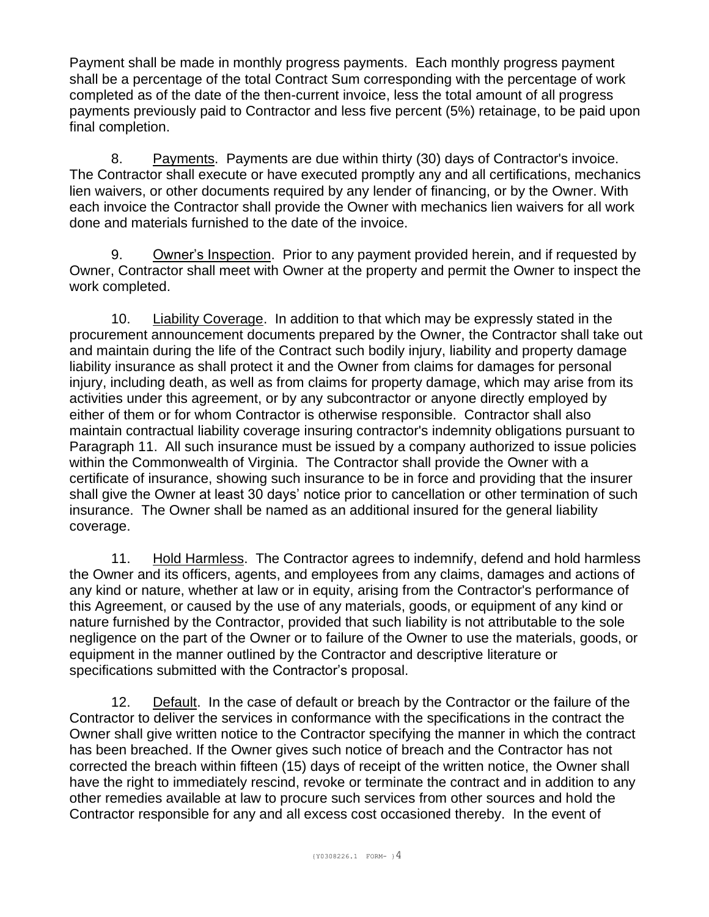Payment shall be made in monthly progress payments. Each monthly progress payment shall be a percentage of the total Contract Sum corresponding with the percentage of work completed as of the date of the then-current invoice, less the total amount of all progress payments previously paid to Contractor and less five percent (5%) retainage, to be paid upon final completion.

8. Payments. Payments are due within thirty (30) days of Contractor's invoice. The Contractor shall execute or have executed promptly any and all certifications, mechanics lien waivers, or other documents required by any lender of financing, or by the Owner. With each invoice the Contractor shall provide the Owner with mechanics lien waivers for all work done and materials furnished to the date of the invoice.

9. Owner's Inspection. Prior to any payment provided herein, and if requested by Owner, Contractor shall meet with Owner at the property and permit the Owner to inspect the work completed.

10. Liability Coverage. In addition to that which may be expressly stated in the procurement announcement documents prepared by the Owner, the Contractor shall take out and maintain during the life of the Contract such bodily injury, liability and property damage liability insurance as shall protect it and the Owner from claims for damages for personal injury, including death, as well as from claims for property damage, which may arise from its activities under this agreement, or by any subcontractor or anyone directly employed by either of them or for whom Contractor is otherwise responsible. Contractor shall also maintain contractual liability coverage insuring contractor's indemnity obligations pursuant to Paragraph 11. All such insurance must be issued by a company authorized to issue policies within the Commonwealth of Virginia. The Contractor shall provide the Owner with a certificate of insurance, showing such insurance to be in force and providing that the insurer shall give the Owner at least 30 days' notice prior to cancellation or other termination of such insurance. The Owner shall be named as an additional insured for the general liability coverage.

11. Hold Harmless. The Contractor agrees to indemnify, defend and hold harmless the Owner and its officers, agents, and employees from any claims, damages and actions of any kind or nature, whether at law or in equity, arising from the Contractor's performance of this Agreement, or caused by the use of any materials, goods, or equipment of any kind or nature furnished by the Contractor, provided that such liability is not attributable to the sole negligence on the part of the Owner or to failure of the Owner to use the materials, goods, or equipment in the manner outlined by the Contractor and descriptive literature or specifications submitted with the Contractor's proposal.

12. Default. In the case of default or breach by the Contractor or the failure of the Contractor to deliver the services in conformance with the specifications in the contract the Owner shall give written notice to the Contractor specifying the manner in which the contract has been breached. If the Owner gives such notice of breach and the Contractor has not corrected the breach within fifteen (15) days of receipt of the written notice, the Owner shall have the right to immediately rescind, revoke or terminate the contract and in addition to any other remedies available at law to procure such services from other sources and hold the Contractor responsible for any and all excess cost occasioned thereby. In the event of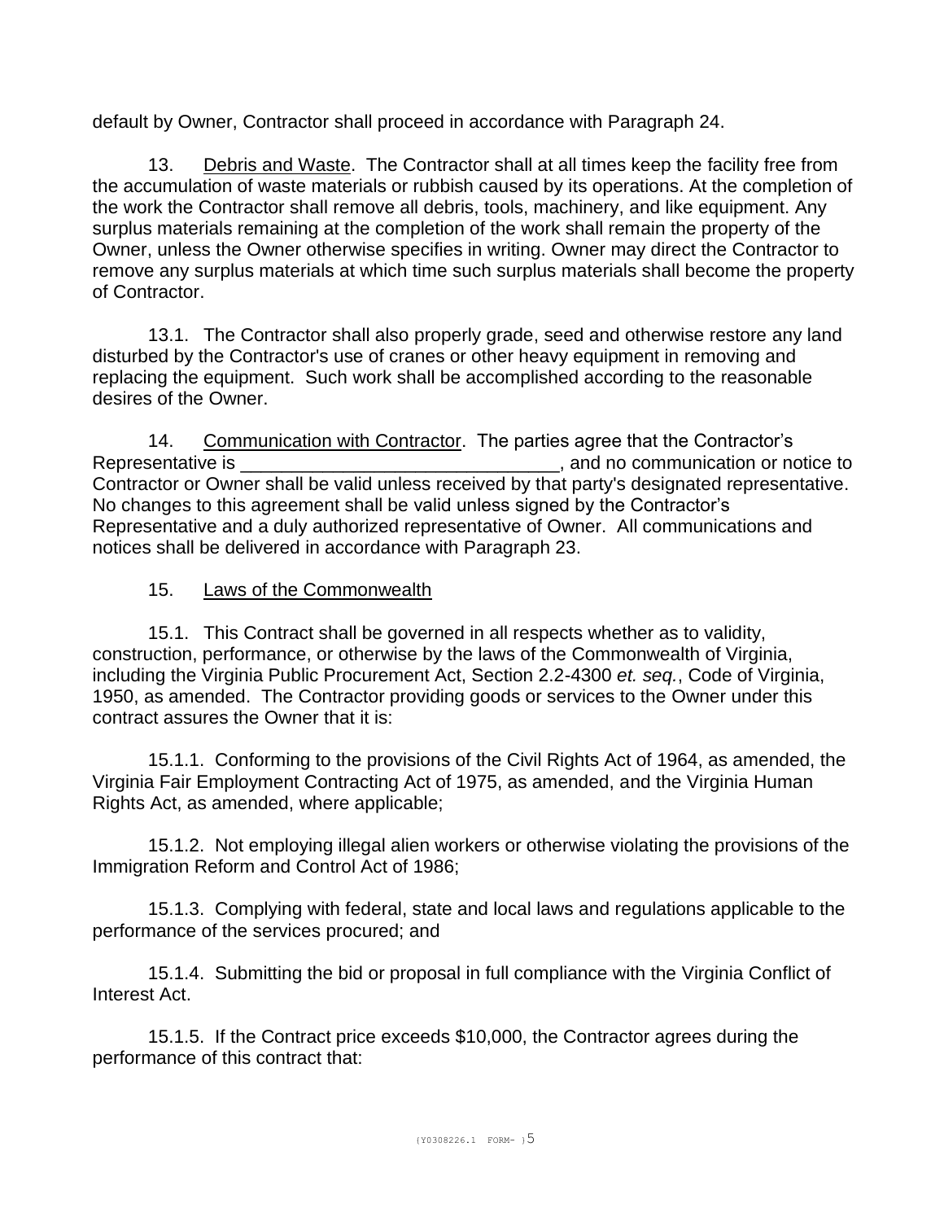default by Owner, Contractor shall proceed in accordance with Paragraph 24.

13. Debris and Waste. The Contractor shall at all times keep the facility free from the accumulation of waste materials or rubbish caused by its operations. At the completion of the work the Contractor shall remove all debris, tools, machinery, and like equipment. Any surplus materials remaining at the completion of the work shall remain the property of the Owner, unless the Owner otherwise specifies in writing. Owner may direct the Contractor to remove any surplus materials at which time such surplus materials shall become the property of Contractor.

13.1. The Contractor shall also properly grade, seed and otherwise restore any land disturbed by the Contractor's use of cranes or other heavy equipment in removing and replacing the equipment. Such work shall be accomplished according to the reasonable desires of the Owner.

14. Communication with Contractor. The parties agree that the Contractor's Representative is ________________________________, and no communication or notice to Contractor or Owner shall be valid unless received by that party's designated representative. No changes to this agreement shall be valid unless signed by the Contractor's Representative and a duly authorized representative of Owner. All communications and notices shall be delivered in accordance with Paragraph 23.

15. Laws of the Commonwealth

15.1. This Contract shall be governed in all respects whether as to validity, construction, performance, or otherwise by the laws of the Commonwealth of Virginia, including the Virginia Public Procurement Act, Section 2.2-4300 *et. seq.*, Code of Virginia, 1950, as amended. The Contractor providing goods or services to the Owner under this contract assures the Owner that it is:

15.1.1. Conforming to the provisions of the Civil Rights Act of 1964, as amended, the Virginia Fair Employment Contracting Act of 1975, as amended, and the Virginia Human Rights Act, as amended, where applicable;

15.1.2. Not employing illegal alien workers or otherwise violating the provisions of the Immigration Reform and Control Act of 1986;

15.1.3. Complying with federal, state and local laws and regulations applicable to the performance of the services procured; and

15.1.4. Submitting the bid or proposal in full compliance with the Virginia Conflict of Interest Act.

15.1.5. If the Contract price exceeds $10,000, the Contractor agrees during the performance of this contract that: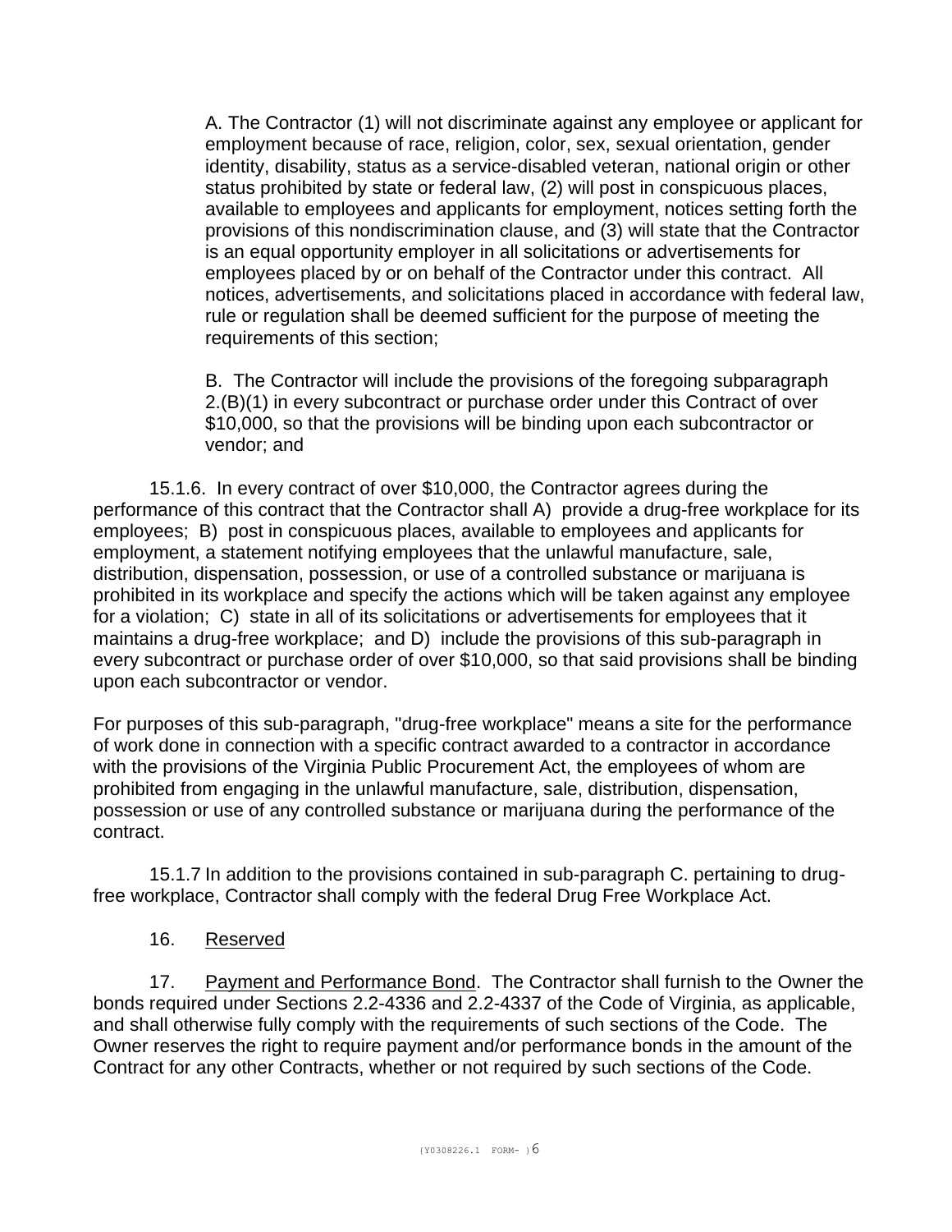A. The Contractor (1) will not discriminate against any employee or applicant for employment because of race, religion, color, sex, sexual orientation, gender identity, disability, status as a service-disabled veteran, national origin or other status prohibited by state or federal law, (2) will post in conspicuous places, available to employees and applicants for employment, notices setting forth the provisions of this nondiscrimination clause, and (3) will state that the Contractor is an equal opportunity employer in all solicitations or advertisements for employees placed by or on behalf of the Contractor under this contract. All notices, advertisements, and solicitations placed in accordance with federal law, rule or regulation shall be deemed sufficient for the purpose of meeting the requirements of this section;

B. The Contractor will include the provisions of the foregoing subparagraph 2.(B)(1) in every subcontract or purchase order under this Contract of over $10,000, so that the provisions will be binding upon each subcontractor or vendor; and

15.1.6. In every contract of over $10,000, the Contractor agrees during the performance of this contract that the Contractor shall A) provide a drug-free workplace for its employees; B) post in conspicuous places, available to employees and applicants for employment, a statement notifying employees that the unlawful manufacture, sale, distribution, dispensation, possession, or use of a controlled substance or marijuana is prohibited in its workplace and specify the actions which will be taken against any employee for a violation; C) state in all of its solicitations or advertisements for employees that it maintains a drug-free workplace; and D) include the provisions of this sub-paragraph in every subcontract or purchase order of over $10,000, so that said provisions shall be binding upon each subcontractor or vendor.

For purposes of this sub-paragraph, "drug-free workplace" means a site for the performance of work done in connection with a specific contract awarded to a contractor in accordance with the provisions of the Virginia Public Procurement Act, the employees of whom are prohibited from engaging in the unlawful manufacture, sale, distribution, dispensation, possession or use of any controlled substance or marijuana during the performance of the contract.

15.1.7 In addition to the provisions contained in sub-paragraph C. pertaining to drug-free workplace, Contractor shall comply with the federal Drug Free Workplace Act.

16. Reserved

17. Payment and Performance Bond. The Contractor shall furnish to the Owner the bonds required under Sections 2.2-4336 and 2.2-4337 of the Code of Virginia, as applicable, and shall otherwise fully comply with the requirements of such sections of the Code. The Owner reserves the right to require payment and/or performance bonds in the amount of the Contract for any other Contracts, whether or not required by such sections of the Code.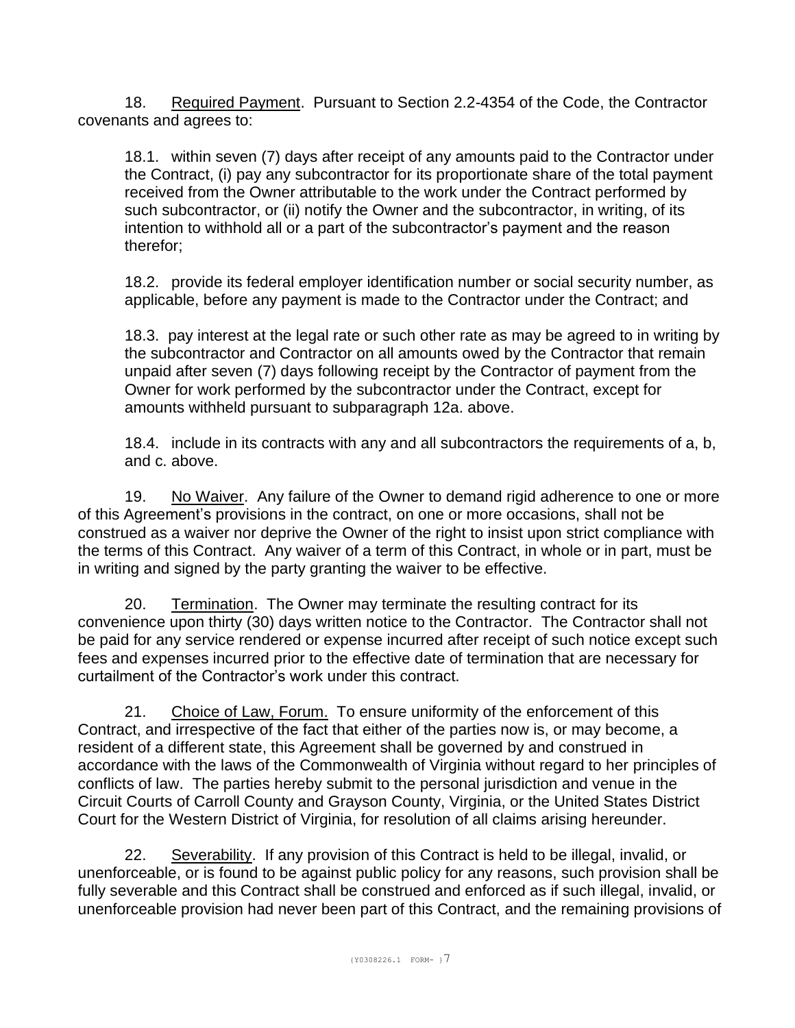18. Required Payment. Pursuant to Section 2.2-4354 of the Code, the Contractor covenants and agrees to:

18.1. within seven (7) days after receipt of any amounts paid to the Contractor under the Contract, (i) pay any subcontractor for its proportionate share of the total payment received from the Owner attributable to the work under the Contract performed by such subcontractor, or (ii) notify the Owner and the subcontractor, in writing, of its intention to withhold all or a part of the subcontractor's payment and the reason therefor;

18.2. provide its federal employer identification number or social security number, as applicable, before any payment is made to the Contractor under the Contract; and

18.3. pay interest at the legal rate or such other rate as may be agreed to in writing by the subcontractor and Contractor on all amounts owed by the Contractor that remain unpaid after seven (7) days following receipt by the Contractor of payment from the Owner for work performed by the subcontractor under the Contract, except for amounts withheld pursuant to subparagraph 12a. above.

18.4. include in its contracts with any and all subcontractors the requirements of a, b, and c. above.

19. No Waiver. Any failure of the Owner to demand rigid adherence to one or more of this Agreement's provisions in the contract, on one or more occasions, shall not be construed as a waiver nor deprive the Owner of the right to insist upon strict compliance with the terms of this Contract. Any waiver of a term of this Contract, in whole or in part, must be in writing and signed by the party granting the waiver to be effective.

20. Termination. The Owner may terminate the resulting contract for its convenience upon thirty (30) days written notice to the Contractor. The Contractor shall not be paid for any service rendered or expense incurred after receipt of such notice except such fees and expenses incurred prior to the effective date of termination that are necessary for curtailment of the Contractor's work under this contract.

21. Choice of Law, Forum. To ensure uniformity of the enforcement of this Contract, and irrespective of the fact that either of the parties now is, or may become, a resident of a different state, this Agreement shall be governed by and construed in accordance with the laws of the Commonwealth of Virginia without regard to her principles of conflicts of law. The parties hereby submit to the personal jurisdiction and venue in the Circuit Courts of Carroll County and Grayson County, Virginia, or the United States District Court for the Western District of Virginia, for resolution of all claims arising hereunder.

22. Severability. If any provision of this Contract is held to be illegal, invalid, or unenforceable, or is found to be against public policy for any reasons, such provision shall be fully severable and this Contract shall be construed and enforced as if such illegal, invalid, or unenforceable provision had never been part of this Contract, and the remaining provisions of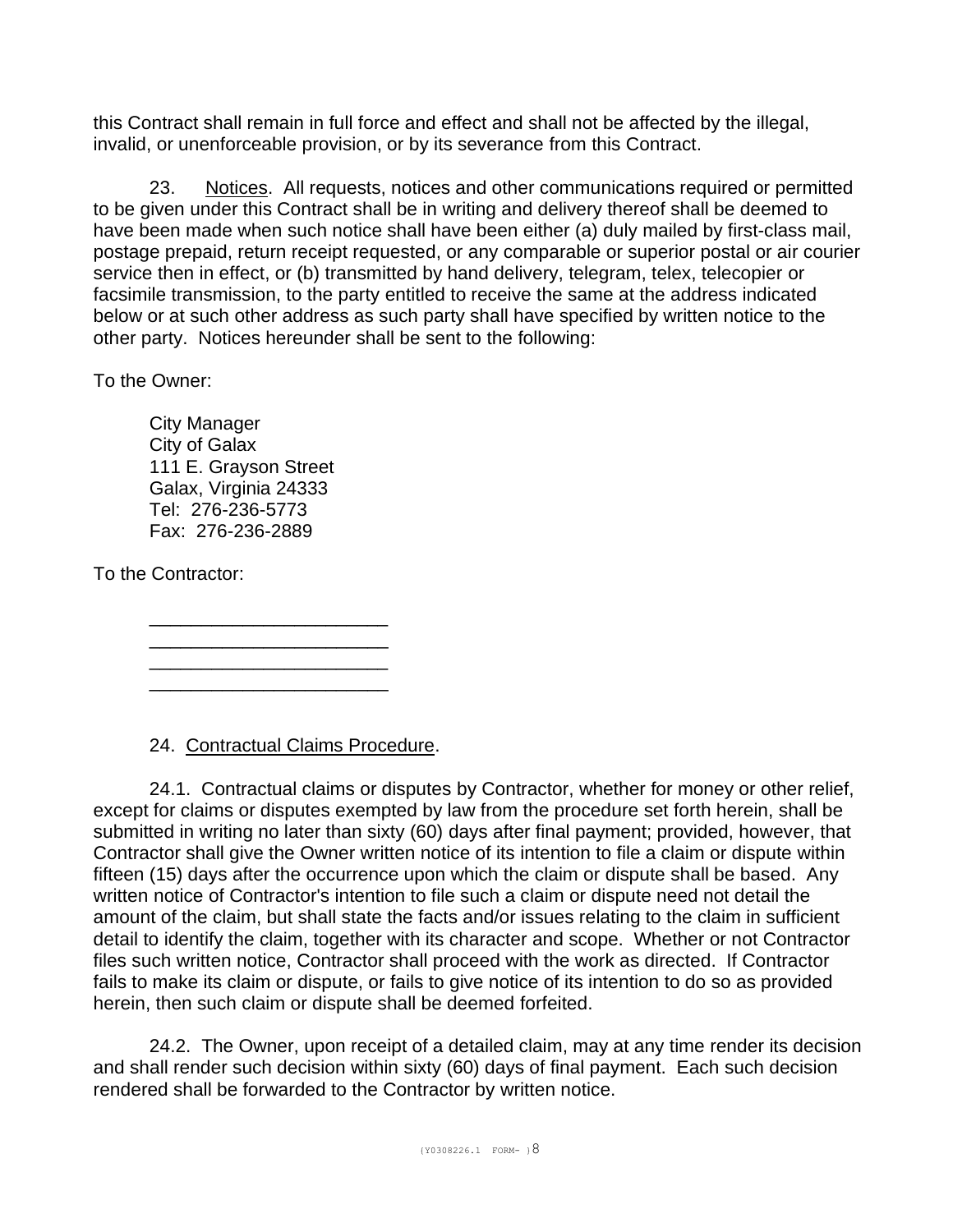this Contract shall remain in full force and effect and shall not be affected by the illegal, invalid, or unenforceable provision, or by its severance from this Contract.

23. Notices. All requests, notices and other communications required or permitted to be given under this Contract shall be in writing and delivery thereof shall be deemed to have been made when such notice shall have been either (a) duly mailed by first-class mail, postage prepaid, return receipt requested, or any comparable or superior postal or air courier service then in effect, or (b) transmitted by hand delivery, telegram, telex, telecopier or facsimile transmission, to the party entitled to receive the same at the address indicated below or at such other address as such party shall have specified by written notice to the other party. Notices hereunder shall be sent to the following:

To the Owner:

City Manager  
City of Galax  
111 E. Grayson Street  
Galax, Virginia 24333  
Tel: 276-236-5773  
Fax: 276-236-2889

To the Contractor:

_______________________  
_______________________  
_______________________  
_______________________

24. Contractual Claims Procedure.

24.1. Contractual claims or disputes by Contractor, whether for money or other relief, except for claims or disputes exempted by law from the procedure set forth herein, shall be submitted in writing no later than sixty (60) days after final payment; provided, however, that Contractor shall give the Owner written notice of its intention to file a claim or dispute within fifteen (15) days after the occurrence upon which the claim or dispute shall be based. Any written notice of Contractor's intention to file such a claim or dispute need not detail the amount of the claim, but shall state the facts and/or issues relating to the claim in sufficient detail to identify the claim, together with its character and scope. Whether or not Contractor files such written notice, Contractor shall proceed with the work as directed. If Contractor fails to make its claim or dispute, or fails to give notice of its intention to do so as provided herein, then such claim or dispute shall be deemed forfeited.

24.2. The Owner, upon receipt of a detailed claim, may at any time render its decision and shall render such decision within sixty (60) days of final payment. Each such decision rendered shall be forwarded to the Contractor by written notice.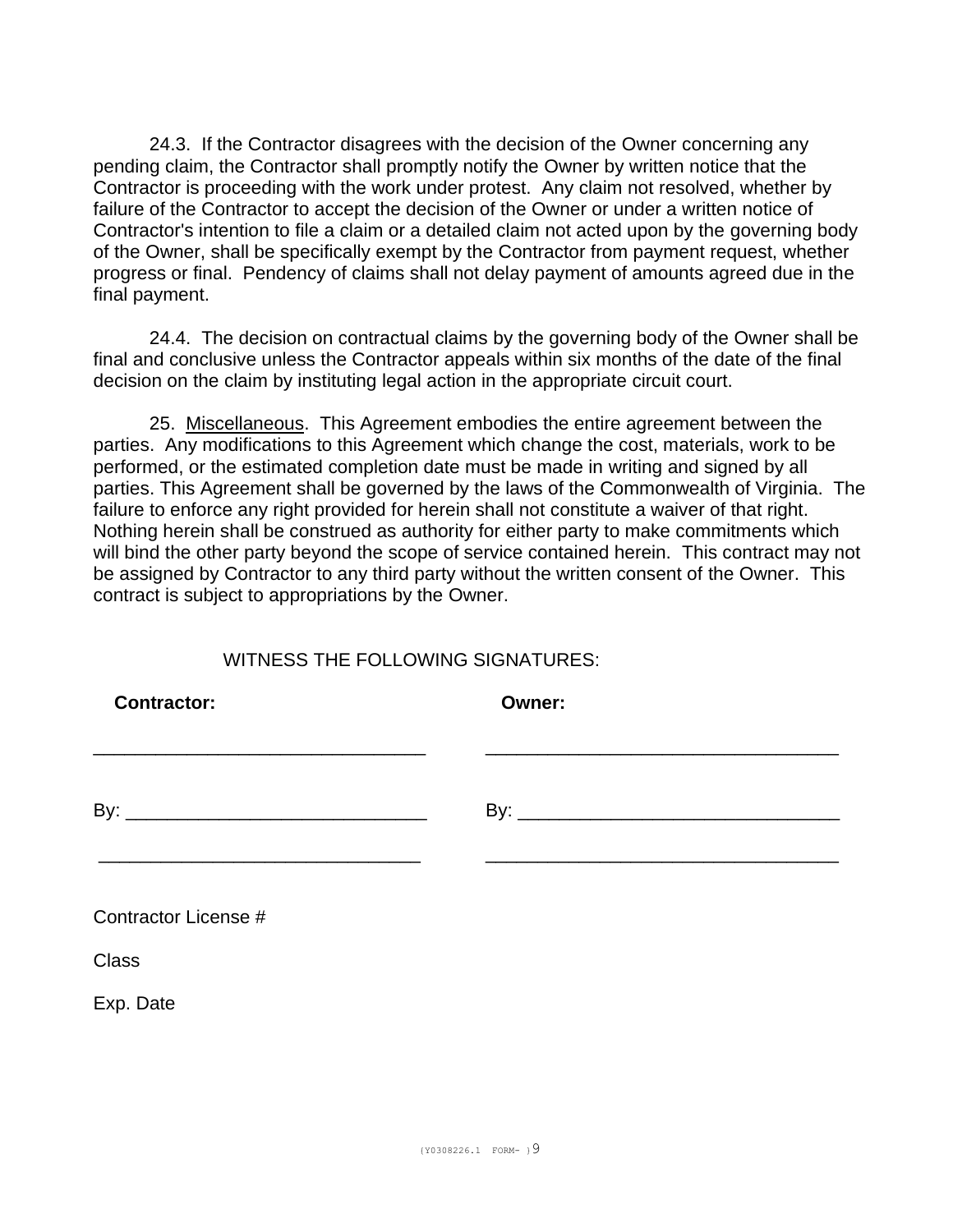24.3. If the Contractor disagrees with the decision of the Owner concerning any pending claim, the Contractor shall promptly notify the Owner by written notice that the Contractor is proceeding with the work under protest. Any claim not resolved, whether by failure of the Contractor to accept the decision of the Owner or under a written notice of Contractor's intention to file a claim or a detailed claim not acted upon by the governing body of the Owner, shall be specifically exempt by the Contractor from payment request, whether progress or final. Pendency of claims shall not delay payment of amounts agreed due in the final payment.

24.4. The decision on contractual claims by the governing body of the Owner shall be final and conclusive unless the Contractor appeals within six months of the date of the final decision on the claim by instituting legal action in the appropriate circuit court.

25. Miscellaneous. This Agreement embodies the entire agreement between the parties. Any modifications to this Agreement which change the cost, materials, work to be performed, or the estimated completion date must be made in writing and signed by all parties. This Agreement shall be governed by the laws of the Commonwealth of Virginia. The failure to enforce any right provided for herein shall not constitute a waiver of that right. Nothing herein shall be construed as authority for either party to make commitments which will bind the other party beyond the scope of service contained herein. This contract may not be assigned by Contractor to any third party without the written consent of the Owner. This contract is subject to appropriations by the Owner.

WITNESS THE FOLLOWING SIGNATURES:

| **Contractor:** | **Owner:** |
|---|---|
| ______________________________ | ______________________________ |
| By: ___________________________ | By: ___________________________ |
| ______________________________ | ______________________________ |

Contractor License #

Class

Exp. Date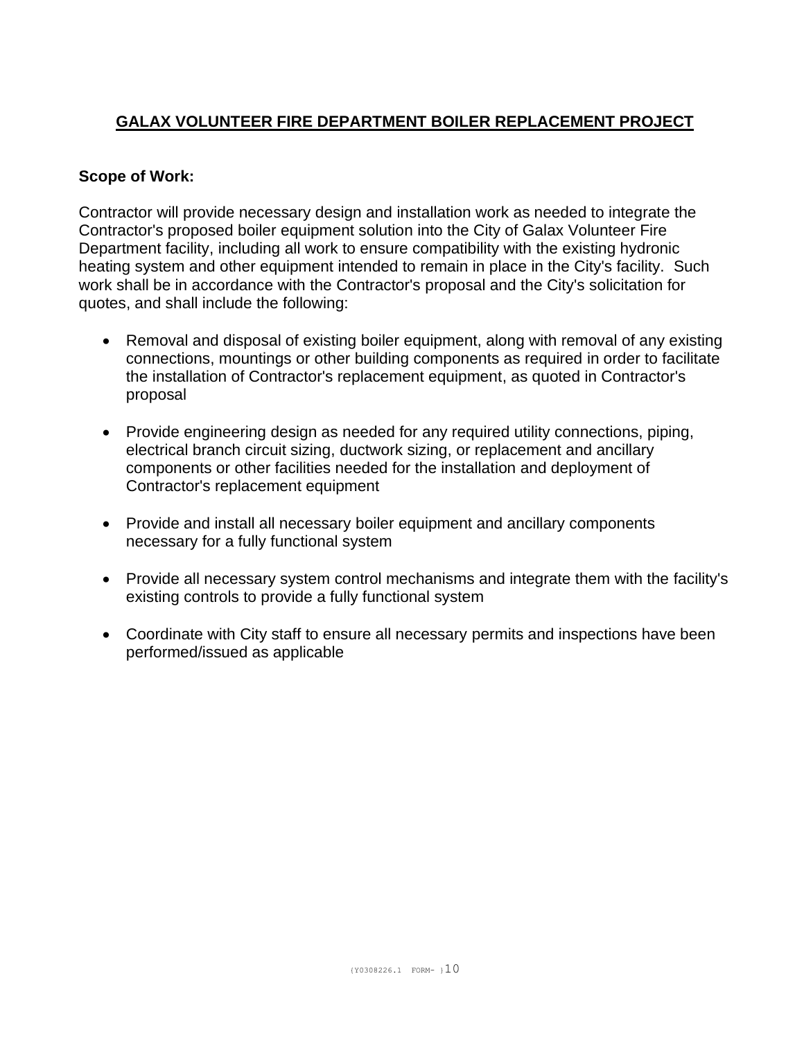# GALAX VOLUNTEER FIRE DEPARTMENT BOILER REPLACEMENT PROJECT

**Scope of Work:**

Contractor will provide necessary design and installation work as needed to integrate the Contractor's proposed boiler equipment solution into the City of Galax Volunteer Fire Department facility, including all work to ensure compatibility with the existing hydronic heating system and other equipment intended to remain in place in the City's facility. Such work shall be in accordance with the Contractor's proposal and the City's solicitation for quotes, and shall include the following:

- Removal and disposal of existing boiler equipment, along with removal of any existing connections, mountings or other building components as required in order to facilitate the installation of Contractor's replacement equipment, as quoted in Contractor's proposal

- Provide engineering design as needed for any required utility connections, piping, electrical branch circuit sizing, ductwork sizing, or replacement and ancillary components or other facilities needed for the installation and deployment of Contractor's replacement equipment

- Provide and install all necessary boiler equipment and ancillary components necessary for a fully functional system

- Provide all necessary system control mechanisms and integrate them with the facility's existing controls to provide a fully functional system

- Coordinate with City staff to ensure all necessary permits and inspections have been performed/issued as applicable

{Y0308226.1 FORM- }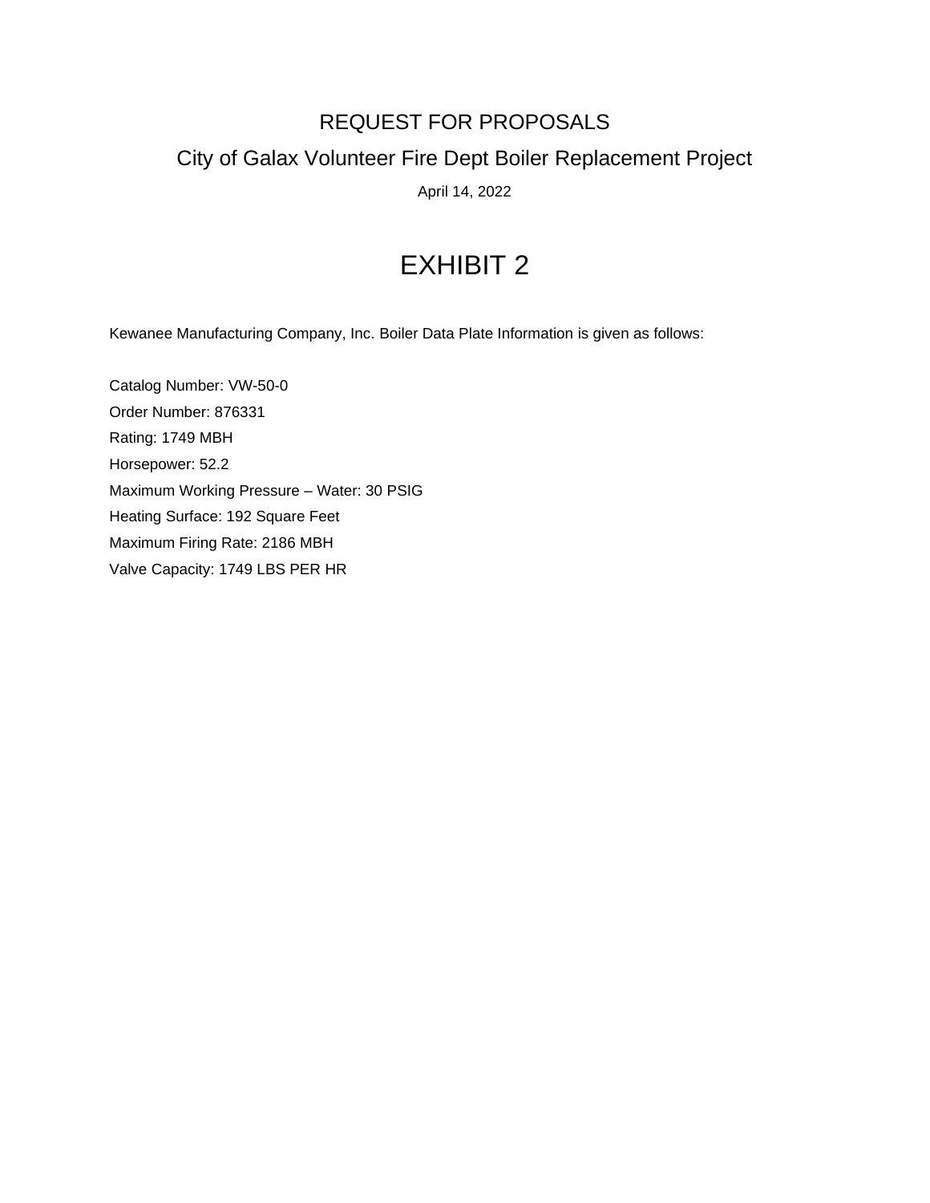# REQUEST FOR PROPOSALS

## City of Galax Volunteer Fire Dept Boiler Replacement Project

April 14, 2022

# EXHIBIT 2

Kewanee Manufacturing Company, Inc. Boiler Data Plate Information is given as follows:

Catalog Number: VW-50-0
Order Number: 876331
Rating: 1749 MBH
Horsepower: 52.2
Maximum Working Pressure – Water: 30 PSIG
Heating Surface: 192 Square Feet
Maximum Firing Rate: 2186 MBH
Valve Capacity: 1749 LBS PER HR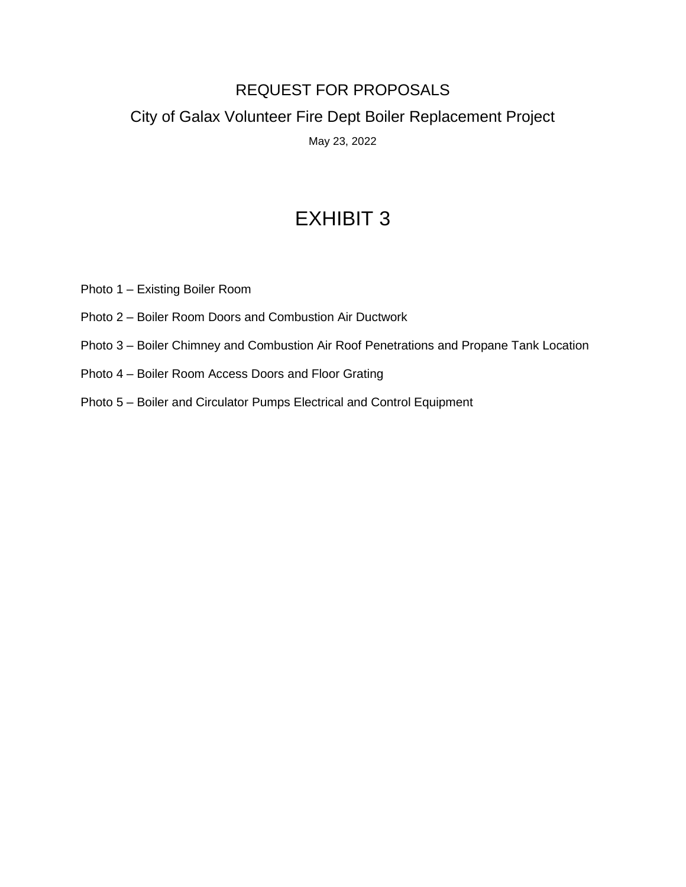REQUEST FOR PROPOSALS

City of Galax Volunteer Fire Dept Boiler Replacement Project

May 23, 2022

# EXHIBIT 3

Photo 1 – Existing Boiler Room

Photo 2 – Boiler Room Doors and Combustion Air Ductwork

Photo 3 – Boiler Chimney and Combustion Air Roof Penetrations and Propane Tank Location

Photo 4 – Boiler Room Access Doors and Floor Grating

Photo 5 – Boiler and Circulator Pumps Electrical and Control Equipment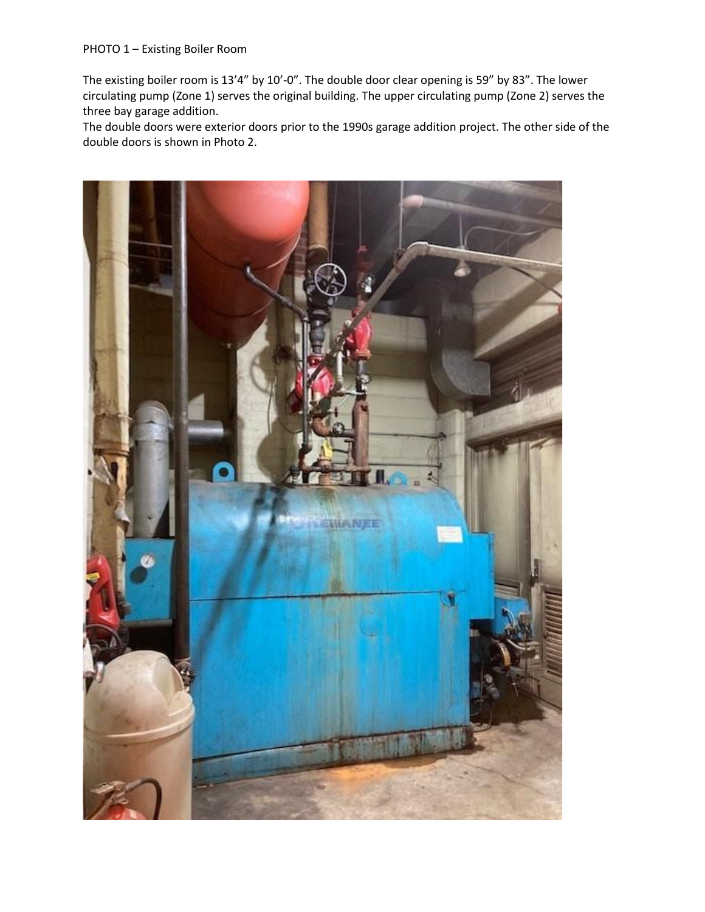PHOTO 1 – Existing Boiler Room

The existing boiler room is 13'4" by 10'-0". The double door clear opening is 59" by 83". The lower circulating pump (Zone 1) serves the original building. The upper circulating pump (Zone 2) serves the three bay garage addition.

The double doors were exterior doors prior to the 1990s garage addition project. The other side of the double doors is shown in Photo 2.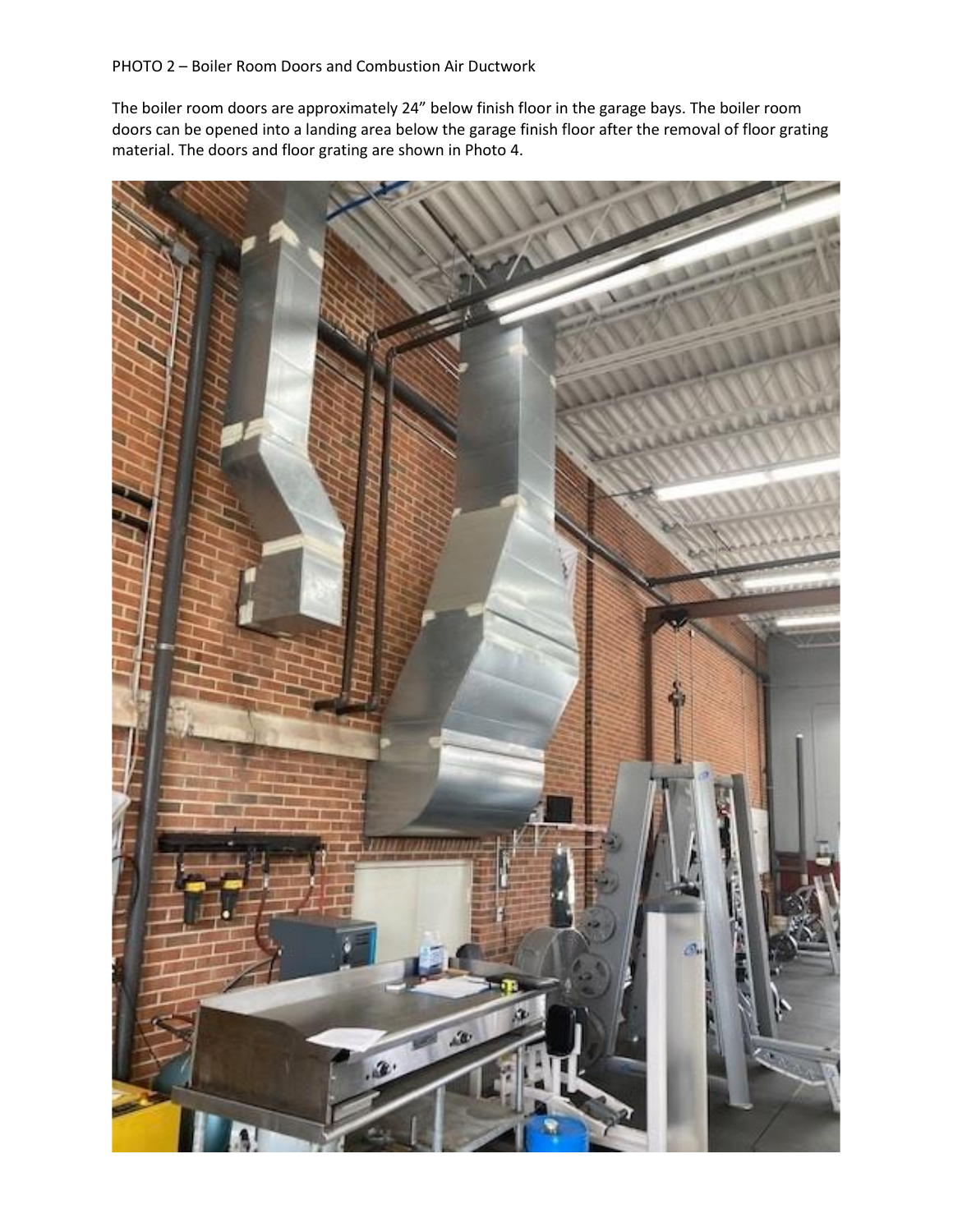PHOTO 2 – Boiler Room Doors and Combustion Air Ductwork

The boiler room doors are approximately 24" below finish floor in the garage bays. The boiler room doors can be opened into a landing area below the garage finish floor after the removal of floor grating material. The doors and floor grating are shown in Photo 4.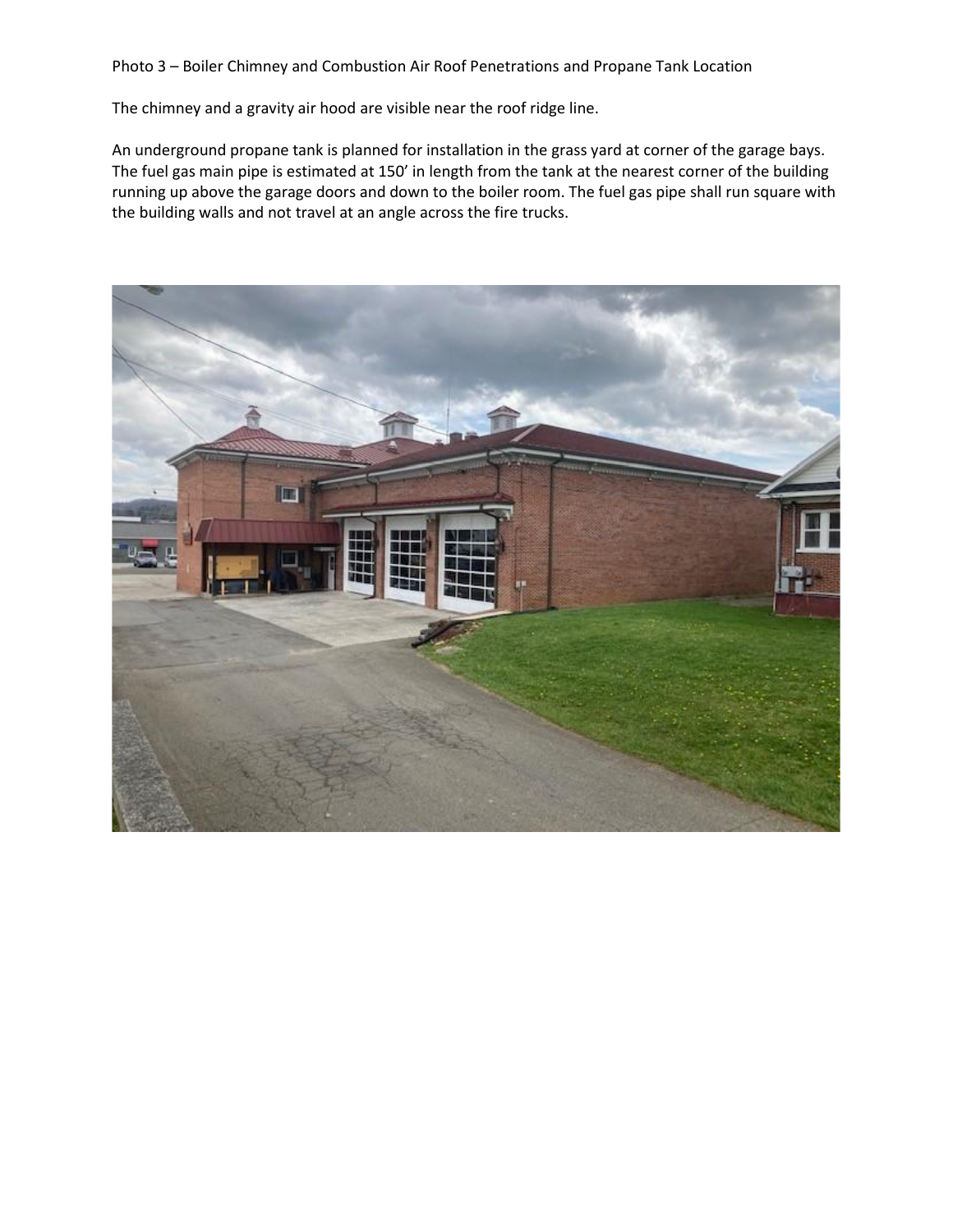Photo 3 – Boiler Chimney and Combustion Air Roof Penetrations and Propane Tank Location

The chimney and a gravity air hood are visible near the roof ridge line.

An underground propane tank is planned for installation in the grass yard at corner of the garage bays. The fuel gas main pipe is estimated at 150' in length from the tank at the nearest corner of the building running up above the garage doors and down to the boiler room. The fuel gas pipe shall run square with the building walls and not travel at an angle across the fire trucks.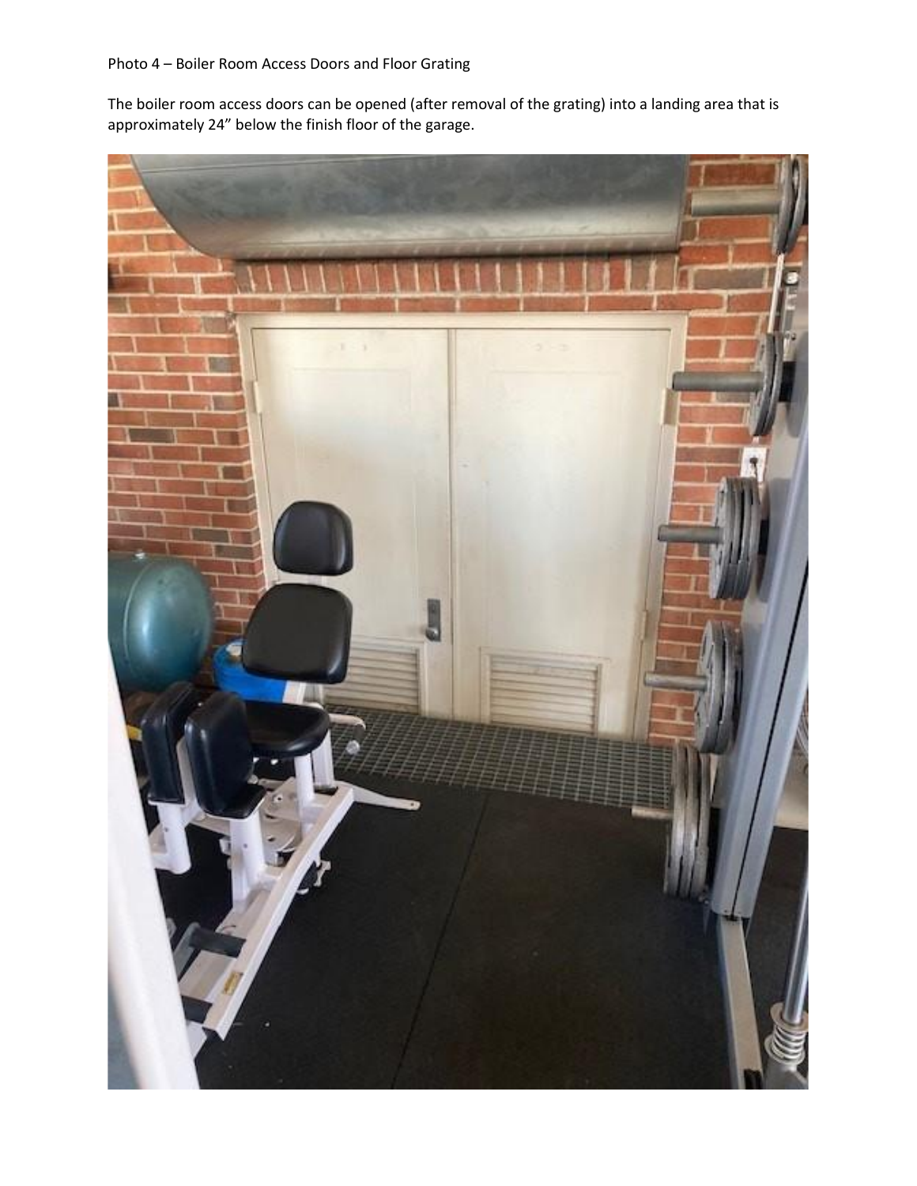Photo 4 – Boiler Room Access Doors and Floor Grating

The boiler room access doors can be opened (after removal of the grating) into a landing area that is approximately 24” below the finish floor of the garage.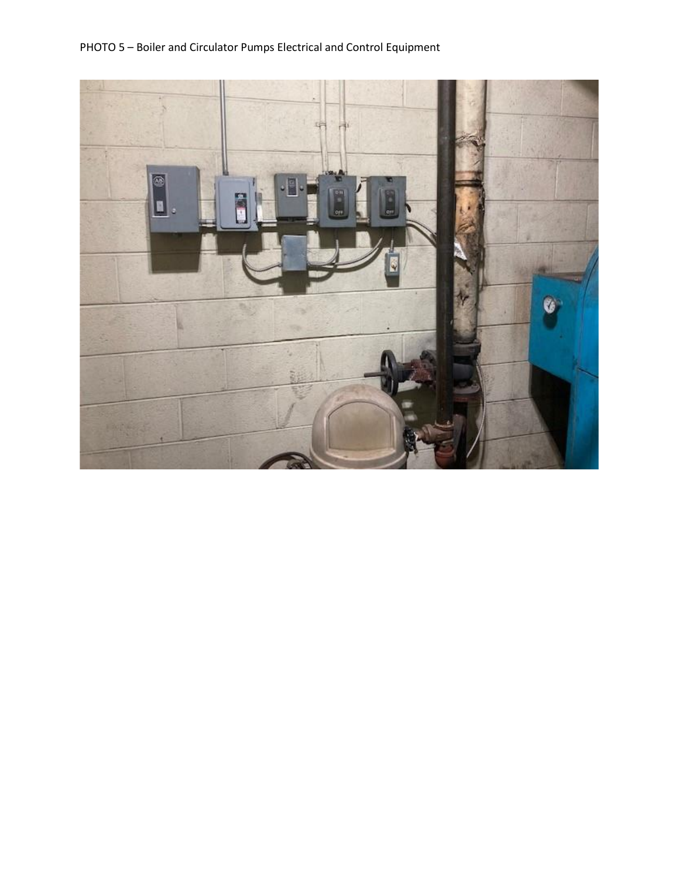PHOTO 5 – Boiler and Circulator Pumps Electrical and Control Equipment